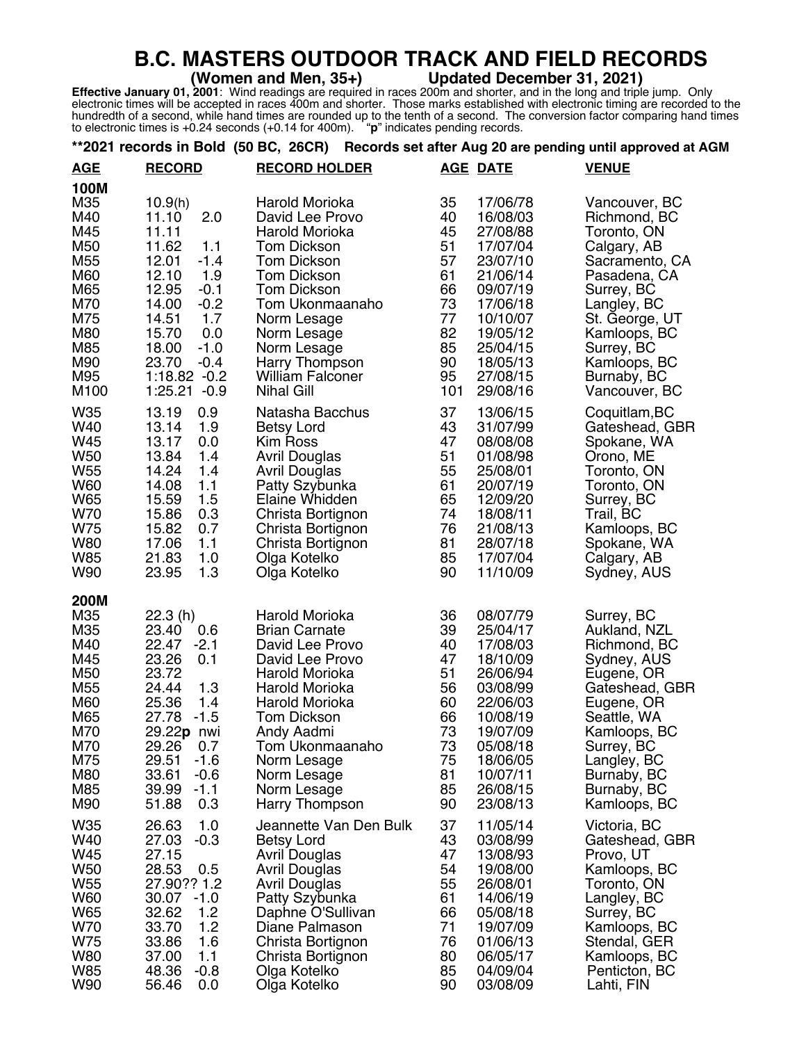# B.C. MASTERS OUTDOOR TRACK AND FIELD RECORDS

**(Women and Men, 35+) Updated December 31, 2021)**

**Effective January 01, 2001**: Wind readings are required in races 200m and shorter, and in the long and triple jump. Only electronic times will be accepted in races 400m and shorter. Those marks established with electronic timing are recorded to the hundredth of a second, while hand times are rounded up to the tenth of a second. The conversion factor comparing hand times to electronic times is +0.24 seconds (+0.14 for 400m). "**p**" indicates pending records.

**\*\*2021 records in Bold (50 BC, 26CR) Records set after Aug 20 are pending until approved at AGM**

| AGE | RECORD | RECORD HOLDER | AGE | DATE | VENUE |
|---|---|---|---|---|---|
| **100M** | | | | | |
| M35 | 10.9(h) | Harold Morioka | 35 | 17/06/78 | Vancouver, BC |
| M40 | 11.10 2.0 | David Lee Provo | 40 | 16/08/03 | Richmond, BC |
| M45 | 11.11 | Harold Morioka | 45 | 27/08/88 | Toronto, ON |
| M50 | 11.62 1.1 | Tom Dickson | 51 | 17/07/04 | Calgary, AB |
| M55 | 12.01 -1.4 | Tom Dickson | 57 | 23/07/10 | Sacramento, CA |
| M60 | 12.10 1.9 | Tom Dickson | 61 | 21/06/14 | Pasadena, CA |
| M65 | 12.95 -0.1 | Tom Dickson | 66 | 09/07/19 | Surrey, BC |
| M70 | 14.00 -0.2 | Tom Ukonmaanaho | 73 | 17/06/18 | Langley, BC |
| M75 | 14.51 1.7 | Norm Lesage | 77 | 10/10/07 | St. George, UT |
| M80 | 15.70 0.0 | Norm Lesage | 82 | 19/05/12 | Kamloops, BC |
| M85 | 18.00 -1.0 | Norm Lesage | 85 | 25/04/15 | Surrey, BC |
| M90 | 23.70 -0.4 | Harry Thompson | 90 | 18/05/13 | Kamloops, BC |
| M95 | 1:18.82 -0.2 | William Falconer | 95 | 27/08/15 | Burnaby, BC |
| M100 | 1:25.21 -0.9 | Nihal Gill | 101 | 29/08/16 | Vancouver, BC |
| W35 | 13.19 0.9 | Natasha Bacchus | 37 | 13/06/15 | Coquitlam,BC |
| W40 | 13.14 1.9 | Betsy Lord | 43 | 31/07/99 | Gateshead, GBR |
| W45 | 13.17 0.0 | Kim Ross | 47 | 08/08/08 | Spokane, WA |
| W50 | 13.84 1.4 | Avril Douglas | 51 | 01/08/98 | Orono, ME |
| W55 | 14.24 1.4 | Avril Douglas | 55 | 25/08/01 | Toronto, ON |
| W60 | 14.08 1.1 | Patty Szybunka | 61 | 20/07/19 | Toronto, ON |
| W65 | 15.59 1.5 | Elaine Whidden | 65 | 12/09/20 | Surrey, BC |
| W70 | 15.86 0.3 | Christa Bortignon | 74 | 18/08/11 | Trail, BC |
| W75 | 15.82 0.7 | Christa Bortignon | 76 | 21/08/13 | Kamloops, BC |
| W80 | 17.06 1.1 | Christa Bortignon | 81 | 28/07/18 | Spokane, WA |
| W85 | 21.83 1.0 | Olga Kotelko | 85 | 17/07/04 | Calgary, AB |
| W90 | 23.95 1.3 | Olga Kotelko | 90 | 11/10/09 | Sydney, AUS |
| **200M** | | | | | |
| M35 | 22.3 (h) | Harold Morioka | 36 | 08/07/79 | Surrey, BC |
| M35 | 23.40 0.6 | Brian Carnate | 39 | 25/04/17 | Aukland, NZL |
| M40 | 22.47 -2.1 | David Lee Provo | 40 | 17/08/03 | Richmond, BC |
| M45 | 23.26 0.1 | David Lee Provo | 47 | 18/10/09 | Sydney, AUS |
| M50 | 23.72 | Harold Morioka | 51 | 26/06/94 | Eugene, OR |
| M55 | 24.44 1.3 | Harold Morioka | 56 | 03/08/99 | Gateshead, GBR |
| M60 | 25.36 1.4 | Harold Morioka | 60 | 22/06/03 | Eugene, OR |
| M65 | 27.78 -1.5 | Tom Dickson | 66 | 10/08/19 | Seattle, WA |
| M70 | 29.22**p** nwi | Andy Aadmi | 73 | 19/07/09 | Kamloops, BC |
| M70 | 29.26 0.7 | Tom Ukonmaanaho | 73 | 05/08/18 | Surrey, BC |
| M75 | 29.51 -1.6 | Norm Lesage | 75 | 18/06/05 | Langley, BC |
| M80 | 33.61 -0.6 | Norm Lesage | 81 | 10/07/11 | Burnaby, BC |
| M85 | 39.99 -1.1 | Norm Lesage | 85 | 26/08/15 | Burnaby, BC |
| M90 | 51.88 0.3 | Harry Thompson | 90 | 23/08/13 | Kamloops, BC |
| W35 | 26.63 1.0 | Jeannette Van Den Bulk | 37 | 11/05/14 | Victoria, BC |
| W40 | 27.03 -0.3 | Betsy Lord | 43 | 03/08/99 | Gateshead, GBR |
| W45 | 27.15 | Avril Douglas | 47 | 13/08/93 | Provo, UT |
| W50 | 28.53 0.5 | Avril Douglas | 54 | 19/08/00 | Kamloops, BC |
| W55 | 27.90?? 1.2 | Avril Douglas | 55 | 26/08/01 | Toronto, ON |
| W60 | 30.07 -1.0 | Patty Szybunka | 61 | 14/06/19 | Langley, BC |
| W65 | 32.62 1.2 | Daphne O'Sullivan | 66 | 05/08/18 | Surrey, BC |
| W70 | 33.70 1.2 | Diane Palmason | 71 | 19/07/09 | Kamloops, BC |
| W75 | 33.86 1.6 | Christa Bortignon | 76 | 01/06/13 | Stendal, GER |
| W80 | 37.00 1.1 | Christa Bortignon | 80 | 06/05/17 | Kamloops, BC |
| W85 | 48.36 -0.8 | Olga Kotelko | 85 | 04/09/04 | Penticton, BC |
| W90 | 56.46 0.0 | Olga Kotelko | 90 | 03/08/09 | Lahti, FIN |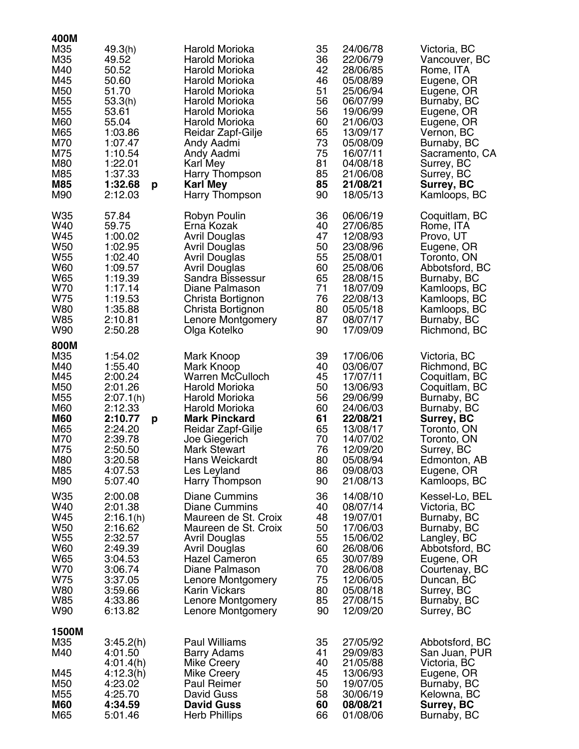## 400M

| Class | Mark | | Name | Age | Date | Location |
|---|---|---|---|---|---|---|
| M35 | 49.3(h) | | Harold Morioka | 35 | 24/06/78 | Victoria, BC |
| M35 | 49.52 | | Harold Morioka | 36 | 22/06/79 | Vancouver, BC |
| M40 | 50.52 | | Harold Morioka | 42 | 28/06/85 | Rome, ITA |
| M45 | 50.60 | | Harold Morioka | 46 | 05/08/89 | Eugene, OR |
| M50 | 51.70 | | Harold Morioka | 51 | 25/06/94 | Eugene, OR |
| M55 | 53.3(h) | | Harold Morioka | 56 | 06/07/99 | Burnaby, BC |
| M55 | 53.61 | | Harold Morioka | 56 | 19/06/99 | Eugene, OR |
| M60 | 55.04 | | Harold Morioka | 60 | 21/06/03 | Eugene, OR |
| M65 | 1:03.86 | | Reidar Zapf-Gilje | 65 | 13/09/17 | Vernon, BC |
| M70 | 1:07.47 | | Andy Aadmi | 73 | 05/08/09 | Burnaby, BC |
| M75 | 1:10.54 | | Andy Aadmi | 75 | 16/07/11 | Sacramento, CA |
| M80 | 1:22.01 | | Karl Mey | 81 | 04/08/18 | Surrey, BC |
| M85 | 1:37.33 | | Harry Thompson | 85 | 21/06/08 | Surrey, BC |
| **M85** | **1:32.68** | **p** | **Karl Mey** | **85** | **21/08/21** | **Surrey, BC** |
| M90 | 2:12.03 | | Harry Thompson | 90 | 18/05/13 | Kamloops, BC |
| W35 | 57.84 | | Robyn Poulin | 36 | 06/06/19 | Coquitlam, BC |
| W40 | 59.75 | | Erna Kozak | 40 | 27/06/85 | Rome, ITA |
| W45 | 1:00.02 | | Avril Douglas | 47 | 12/08/93 | Provo, UT |
| W50 | 1:02.95 | | Avril Douglas | 50 | 23/08/96 | Eugene, OR |
| W55 | 1:02.40 | | Avril Douglas | 55 | 25/08/01 | Toronto, ON |
| W60 | 1:09.57 | | Avril Douglas | 60 | 25/08/06 | Abbotsford, BC |
| W65 | 1:19.39 | | Sandra Bissessur | 65 | 28/08/15 | Burnaby, BC |
| W70 | 1:17.14 | | Diane Palmason | 71 | 18/07/09 | Kamloops, BC |
| W75 | 1:19.53 | | Christa Bortignon | 76 | 22/08/13 | Kamloops, BC |
| W80 | 1:35.88 | | Christa Bortignon | 80 | 05/05/18 | Kamloops, BC |
| W85 | 2:10.81 | | Lenore Montgomery | 87 | 08/07/17 | Burnaby, BC |
| W90 | 2:50.28 | | Olga Kotelko | 90 | 17/09/09 | Richmond, BC |

## 800M

| Class | Mark | | Name | Age | Date | Location |
|---|---|---|---|---|---|---|
| M35 | 1:54.02 | | Mark Knoop | 39 | 17/06/06 | Victoria, BC |
| M40 | 1:55.40 | | Mark Knoop | 40 | 03/06/07 | Richmond, BC |
| M45 | 2:00.24 | | Warren McCulloch | 45 | 17/07/11 | Coquitlam, BC |
| M50 | 2:01.26 | | Harold Morioka | 50 | 13/06/93 | Coquitlam, BC |
| M55 | 2:07.1(h) | | Harold Morioka | 56 | 29/06/99 | Burnaby, BC |
| M60 | 2:12.33 | | Harold Morioka | 60 | 24/06/03 | Burnaby, BC |
| **M60** | **2:10.77** | **p** | **Mark Pinckard** | **61** | **22/08/21** | **Surrey, BC** |
| M65 | 2:24.20 | | Reidar Zapf-Gilje | 65 | 13/08/17 | Toronto, ON |
| M70 | 2:39.78 | | Joe Giegerich | 70 | 14/07/02 | Toronto, ON |
| M75 | 2:50.50 | | Mark Stewart | 76 | 12/09/20 | Surrey, BC |
| M80 | 3:20.58 | | Hans Weickardt | 80 | 05/08/94 | Edmonton, AB |
| M85 | 4:07.53 | | Les Leyland | 86 | 09/08/03 | Eugene, OR |
| M90 | 5:07.40 | | Harry Thompson | 90 | 21/08/13 | Kamloops, BC |
| W35 | 2:00.08 | | Diane Cummins | 36 | 14/08/10 | Kessel-Lo, BEL |
| W40 | 2:01.38 | | Diane Cummins | 40 | 08/07/14 | Victoria, BC |
| W45 | 2:16.1(h) | | Maureen de St. Croix | 48 | 19/07/01 | Burnaby, BC |
| W50 | 2:16.62 | | Maureen de St. Croix | 50 | 17/06/03 | Burnaby, BC |
| W55 | 2:32.57 | | Avril Douglas | 55 | 15/06/02 | Langley, BC |
| W60 | 2:49.39 | | Avril Douglas | 60 | 26/08/06 | Abbotsford, BC |
| W65 | 3:04.53 | | Hazel Cameron | 65 | 30/07/89 | Eugene, OR |
| W70 | 3:06.74 | | Diane Palmason | 70 | 28/06/08 | Courtenay, BC |
| W75 | 3:37.05 | | Lenore Montgomery | 75 | 12/06/05 | Duncan, BC |
| W80 | 3:59.66 | | Karin Vickars | 80 | 05/08/18 | Surrey, BC |
| W85 | 4:33.86 | | Lenore Montgomery | 85 | 27/08/15 | Burnaby, BC |
| W90 | 6:13.82 | | Lenore Montgomery | 90 | 12/09/20 | Surrey, BC |

## 1500M

| Class | Mark | | Name | Age | Date | Location |
|---|---|---|---|---|---|---|
| M35 | 3:45.2(h) | | Paul Williams | 35 | 27/05/92 | Abbotsford, BC |
| M40 | 4:01.50 | | Barry Adams | 41 | 29/09/83 | San Juan, PUR |
| | 4:01.4(h) | | Mike Creery | 40 | 21/05/88 | Victoria, BC |
| M45 | 4:12.3(h) | | Mike Creery | 45 | 13/06/93 | Eugene, OR |
| M50 | 4:23.02 | | Paul Reimer | 50 | 19/07/05 | Burnaby, BC |
| M55 | 4:25.70 | | David Guss | 58 | 30/06/19 | Kelowna, BC |
| **M60** | **4:34.59** | | **David Guss** | **60** | **08/08/21** | **Surrey, BC** |
| M65 | 5:01.46 | | Herb Phillips | 66 | 01/08/06 | Burnaby, BC |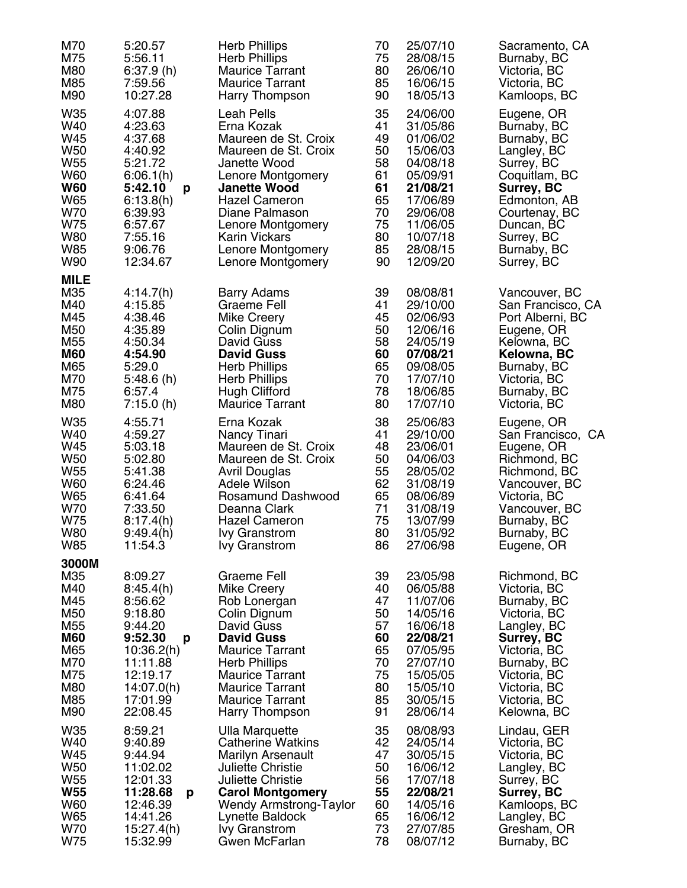| | | | | | |
|---|---|---|---|---|---|
| M70 | 5:20.57 | Herb Phillips | 70 | 25/07/10 | Sacramento, CA |
| M75 | 5:56.11 | Herb Phillips | 75 | 28/08/15 | Burnaby, BC |
| M80 | 6:37.9 (h) | Maurice Tarrant | 80 | 26/06/10 | Victoria, BC |
| M85 | 7:59.56 | Maurice Tarrant | 85 | 16/06/15 | Victoria, BC |
| M90 | 10:27.28 | Harry Thompson | 90 | 18/05/13 | Kamloops, BC |
| W35 | 4:07.88 | Leah Pells | 35 | 24/06/00 | Eugene, OR |
| W40 | 4:23.63 | Erna Kozak | 41 | 31/05/86 | Burnaby, BC |
| W45 | 4:37.68 | Maureen de St. Croix | 49 | 01/06/02 | Burnaby, BC |
| W50 | 4:40.92 | Maureen de St. Croix | 50 | 15/06/03 | Langley, BC |
| W55 | 5:21.72 | Janette Wood | 58 | 04/08/18 | Surrey, BC |
| W60 | 6:06.1(h) | Lenore Montgomery | 61 | 05/09/91 | Coquitlam, BC |
| **W60** | **5:42.10 p** | **Janette Wood** | **61** | **21/08/21** | **Surrey, BC** |
| W65 | 6:13.8(h) | Hazel Cameron | 65 | 17/06/89 | Edmonton, AB |
| W70 | 6:39.93 | Diane Palmason | 70 | 29/06/08 | Courtenay, BC |
| W75 | 6:57.67 | Lenore Montgomery | 75 | 11/06/05 | Duncan, BC |
| W80 | 7:55.16 | Karin Vickars | 80 | 10/07/18 | Surrey, BC |
| W85 | 9:06.76 | Lenore Montgomery | 85 | 28/08/15 | Burnaby, BC |
| W90 | 12:34.67 | Lenore Montgomery | 90 | 12/09/20 | Surrey, BC |

**MILE**

| | | | | | |
|---|---|---|---|---|---|
| M35 | 4:14.7(h) | Barry Adams | 39 | 08/08/81 | Vancouver, BC |
| M40 | 4:15.85 | Graeme Fell | 41 | 29/10/00 | San Francisco, CA |
| M45 | 4:38.46 | Mike Creery | 45 | 02/06/93 | Port Alberni, BC |
| M50 | 4:35.89 | Colin Dignum | 50 | 12/06/16 | Eugene, OR |
| M55 | 4:50.34 | David Guss | 58 | 24/05/19 | Kelowna, BC |
| **M60** | **4:54.90** | **David Guss** | **60** | **07/08/21** | **Kelowna, BC** |
| M65 | 5:29.0 | Herb Phillips | 65 | 09/08/05 | Burnaby, BC |
| M70 | 5:48.6 (h) | Herb Phillips | 70 | 17/07/10 | Victoria, BC |
| M75 | 6:57.4 | Hugh Clifford | 78 | 18/06/85 | Burnaby, BC |
| M80 | 7:15.0 (h) | Maurice Tarrant | 80 | 17/07/10 | Victoria, BC |
| W35 | 4:55.71 | Erna Kozak | 38 | 25/06/83 | Eugene, OR |
| W40 | 4:59.27 | Nancy Tinari | 41 | 29/10/00 | San Francisco, CA |
| W45 | 5:03.18 | Maureen de St. Croix | 48 | 23/06/01 | Eugene, OR |
| W50 | 5:02.80 | Maureen de St. Croix | 50 | 04/06/03 | Richmond, BC |
| W55 | 5:41.38 | Avril Douglas | 55 | 28/05/02 | Richmond, BC |
| W60 | 6:24.46 | Adele Wilson | 62 | 31/08/19 | Vancouver, BC |
| W65 | 6:41.64 | Rosamund Dashwood | 65 | 08/06/89 | Victoria, BC |
| W70 | 7:33.50 | Deanna Clark | 71 | 31/08/19 | Vancouver, BC |
| W75 | 8:17.4(h) | Hazel Cameron | 75 | 13/07/99 | Burnaby, BC |
| W80 | 9:49.4(h) | Ivy Granstrom | 80 | 31/05/92 | Burnaby, BC |
| W85 | 11:54.3 | Ivy Granstrom | 86 | 27/06/98 | Eugene, OR |

**3000M**

| | | | | | |
|---|---|---|---|---|---|
| M35 | 8:09.27 | Graeme Fell | 39 | 23/05/98 | Richmond, BC |
| M40 | 8:45.4(h) | Mike Creery | 40 | 06/05/88 | Victoria, BC |
| M45 | 8:56.62 | Rob Lonergan | 47 | 11/07/06 | Burnaby, BC |
| M50 | 9:18.80 | Colin Dignum | 50 | 14/05/16 | Victoria, BC |
| M55 | 9:44.20 | David Guss | 57 | 16/06/18 | Langley, BC |
| **M60** | **9:52.30 p** | **David Guss** | **60** | **22/08/21** | **Surrey, BC** |
| M65 | 10:36.2(h) | Maurice Tarrant | 65 | 07/05/95 | Victoria, BC |
| M70 | 11:11.88 | Herb Phillips | 70 | 27/07/10 | Burnaby, BC |
| M75 | 12:19.17 | Maurice Tarrant | 75 | 15/05/05 | Victoria, BC |
| M80 | 14:07.0(h) | Maurice Tarrant | 80 | 15/05/10 | Victoria, BC |
| M85 | 17:01.99 | Maurice Tarrant | 85 | 30/05/15 | Victoria, BC |
| M90 | 22:08.45 | Harry Thompson | 91 | 28/06/14 | Kelowna, BC |
| W35 | 8:59.21 | Ulla Marquette | 35 | 08/08/93 | Lindau, GER |
| W40 | 9:40.89 | Catherine Watkins | 42 | 24/05/14 | Victoria, BC |
| W45 | 9:44.94 | Marilyn Arsenault | 47 | 30/05/15 | Victoria, BC |
| W50 | 11:02.02 | Juliette Christie | 50 | 16/06/12 | Langley, BC |
| W55 | 12:01.33 | Juliette Christie | 56 | 17/07/18 | Surrey, BC |
| **W55** | **11:28.68 p** | **Carol Montgomery** | **55** | **22/08/21** | **Surrey, BC** |
| W60 | 12:46.39 | Wendy Armstrong-Taylor | 60 | 14/05/16 | Kamloops, BC |
| W65 | 14:41.26 | Lynette Baldock | 65 | 16/06/12 | Langley, BC |
| W70 | 15:27.4(h) | Ivy Granstrom | 73 | 27/07/85 | Gresham, OR |
| W75 | 15:32.99 | Gwen McFarlan | 78 | 08/07/12 | Burnaby, BC |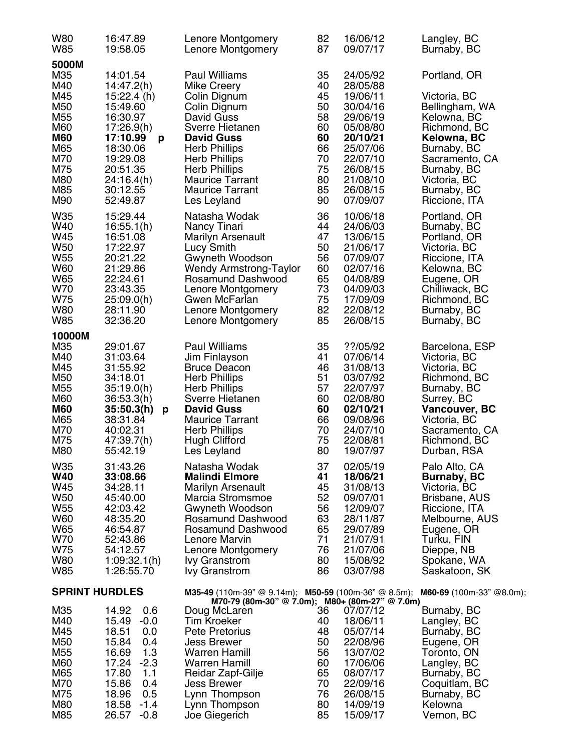| | | | | | |
|---|---|---|---|---|---|
| W80 | 16:47.89 | Lenore Montgomery | 82 | 16/06/12 | Langley, BC |
| W85 | 19:58.05 | Lenore Montgomery | 87 | 09/07/17 | Burnaby, BC |

**5000M**

| | | | | | |
|---|---|---|---|---|---|
| M35 | 14:01.54 | Paul Williams | 35 | 24/05/92 | Portland, OR |
| M40 | 14:47.2(h) | Mike Creery | 40 | 28/05/88 | |
| M45 | 15:22.4 (h) | Colin Dignum | 45 | 19/06/11 | Victoria, BC |
| M50 | 15:49.60 | Colin Dignum | 50 | 30/04/16 | Bellingham, WA |
| M55 | 16:30.97 | David Guss | 58 | 29/06/19 | Kelowna, BC |
| M60 | 17:26.9(h) | Sverre Hietanen | 60 | 05/08/80 | Richmond, BC |
| **M60** | **17:10.99 p** | **David Guss** | **60** | **20/10/21** | **Kelowna, BC** |
| M65 | 18:30.06 | Herb Phillips | 66 | 25/07/06 | Burnaby, BC |
| M70 | 19:29.08 | Herb Phillips | 70 | 22/07/10 | Sacramento, CA |
| M75 | 20:51.35 | Herb Phillips | 75 | 26/08/15 | Burnaby, BC |
| M80 | 24:16.4(h) | Maurice Tarrant | 80 | 21/08/10 | Victoria, BC |
| M85 | 30:12.55 | Maurice Tarrant | 85 | 26/08/15 | Burnaby, BC |
| M90 | 52:49.87 | Les Leyland | 90 | 07/09/07 | Riccione, ITA |
| W35 | 15:29.44 | Natasha Wodak | 36 | 10/06/18 | Portland, OR |
| W40 | 16:55.1(h) | Nancy Tinari | 44 | 24/06/03 | Burnaby, BC |
| W45 | 16:51.08 | Marilyn Arsenault | 47 | 13/06/15 | Portland, OR |
| W50 | 17:22.97 | Lucy Smith | 50 | 21/06/17 | Victoria, BC |
| W55 | 20:21.22 | Gwyneth Woodson | 56 | 07/09/07 | Riccione, ITA |
| W60 | 21:29.86 | Wendy Armstrong-Taylor | 60 | 02/07/16 | Kelowna, BC |
| W65 | 22:24.61 | Rosamund Dashwood | 65 | 04/08/89 | Eugene, OR |
| W70 | 23:43.35 | Lenore Montgomery | 73 | 04/09/03 | Chilliwack, BC |
| W75 | 25:09.0(h) | Gwen McFarlan | 75 | 17/09/09 | Richmond, BC |
| W80 | 28:11.90 | Lenore Montgomery | 82 | 22/08/12 | Burnaby, BC |
| W85 | 32:36.20 | Lenore Montgomery | 85 | 26/08/15 | Burnaby, BC |

**10000M**

| | | | | | |
|---|---|---|---|---|---|
| M35 | 29:01.67 | Paul Williams | 35 | ??/05/92 | Barcelona, ESP |
| M40 | 31:03.64 | Jim Finlayson | 41 | 07/06/14 | Victoria, BC |
| M45 | 31:55.92 | Bruce Deacon | 46 | 31/08/13 | Victoria, BC |
| M50 | 34:18.01 | Herb Phillips | 51 | 03/07/92 | Richmond, BC |
| M55 | 35:19.0(h) | Herb Phillips | 57 | 22/07/97 | Burnaby, BC |
| M60 | 36:53.3(h) | Sverre Hietanen | 60 | 02/08/80 | Surrey, BC |
| **M60** | **35:50.3(h) p** | **David Guss** | **60** | **02/10/21** | **Vancouver, BC** |
| M65 | 38:31.84 | Maurice Tarrant | 66 | 09/08/96 | Victoria, BC |
| M70 | 40:02.31 | Herb Phillips | 70 | 24/07/10 | Sacramento, CA |
| M75 | 47:39.7(h) | Hugh Clifford | 75 | 22/08/81 | Richmond, BC |
| M80 | 55:42.19 | Les Leyland | 80 | 19/07/97 | Durban, RSA |
| W35 | 31:43.26 | Natasha Wodak | 37 | 02/05/19 | Palo Alto, CA |
| **W40** | **33:08.66** | **Malindi Elmore** | **41** | **18/06/21** | **Burnaby, BC** |
| W45 | 34:28.11 | Marilyn Arsenault | 45 | 31/08/13 | Victoria, BC |
| W50 | 45:40.00 | Marcia Stromsmoe | 52 | 09/07/01 | Brisbane, AUS |
| W55 | 42:03.42 | Gwyneth Woodson | 56 | 12/09/07 | Riccione, ITA |
| W60 | 48:35.20 | Rosamund Dashwood | 63 | 28/11/87 | Melbourne, AUS |
| W65 | 46:54.87 | Rosamund Dashwood | 65 | 29/07/89 | Eugene, OR |
| W70 | 52:43.86 | Lenore Marvin | 71 | 21/07/91 | Turku, FIN |
| W75 | 54:12.57 | Lenore Montgomery | 76 | 21/07/06 | Dieppe, NB |
| W80 | 1:09:32.1(h) | Ivy Granstrom | 80 | 15/08/92 | Spokane, WA |
| W85 | 1:26:55.70 | Ivy Granstrom | 86 | 03/07/98 | Saskatoon, SK |

**SPRINT HURDLES** **M35-49** (110m-39" @ 9.14m); **M50-59** (100m-36" @ 8.5m); **M60-69** (100m-33" @8.0m); **M70-79 (80m-30" @ 7.0m); M80+ (80m-27" @ 7.0m)**

| | | | | | | |
|---|---|---|---|---|---|---|
| M35 | 14.92 | 0.6 | Doug McLaren | 36 | 07/07/12 | Burnaby, BC |
| M40 | 15.49 | -0.0 | Tim Kroeker | 40 | 18/06/11 | Langley, BC |
| M45 | 18.51 | 0.0 | Pete Pretorius | 48 | 05/07/14 | Burnaby, BC |
| M50 | 15.84 | 0.4 | Jess Brewer | 50 | 22/08/96 | Eugene, OR |
| M55 | 16.69 | 1.3 | Warren Hamill | 56 | 13/07/02 | Toronto, ON |
| M60 | 17.24 | -2.3 | Warren Hamill | 60 | 17/06/06 | Langley, BC |
| M65 | 17.80 | 1.1 | Reidar Zapf-Gilje | 65 | 08/07/17 | Burnaby, BC |
| M70 | 15.86 | 0.4 | Jess Brewer | 70 | 22/09/16 | Coquitlam, BC |
| M75 | 18.96 | 0.5 | Lynn Thompson | 76 | 26/08/15 | Burnaby, BC |
| M80 | 18.58 | -1.4 | Lynn Thompson | 80 | 14/09/19 | Kelowna |
| M85 | 26.57 | -0.8 | Joe Giegerich | 85 | 15/09/17 | Vernon, BC |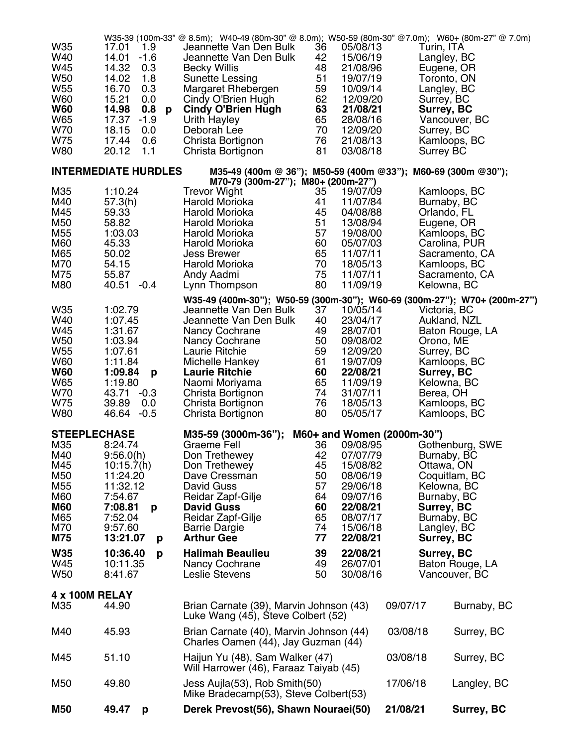W35-39 (100m-33" @ 8.5m); W40-49 (80m-30" @ 8.0m); W50-59 (80m-30" @7.0m); W60+ (80m-27" @ 7.0m)

| | | | | | | |
|---|---|---|---|---|---|---|
| W35 | 17.01 1.9 | Jeannette Van Den Bulk | 36 | 05/08/13 | Turin, ITA |
| W40 | 14.01 -1.6 | Jeannette Van Den Bulk | 42 | 15/06/19 | Langley, BC |
| W45 | 14.32 0.3 | Becky Willis | 48 | 21/08/96 | Eugene, OR |
| W50 | 14.02 1.8 | Sunette Lessing | 51 | 19/07/19 | Toronto, ON |
| W55 | 16.70 0.3 | Margaret Rhebergen | 59 | 10/09/14 | Langley, BC |
| W60 | 15.21 0.0 | Cindy O'Brien Hugh | 62 | 12/09/20 | Surrey, BC |
| **W60** | **14.98 0.8 p** | **Cindy O'Brien Hugh** | **63** | **21/08/21** | **Surrey, BC** |
| W65 | 17.37 -1.9 | Urith Hayley | 65 | 28/08/16 | Vancouver, BC |
| W70 | 18.15 0.0 | Deborah Lee | 70 | 12/09/20 | Surrey, BC |
| W75 | 17.44 0.6 | Christa Bortignon | 76 | 21/08/13 | Kamloops, BC |
| W80 | 20.12 1.1 | Christa Bortignon | 81 | 03/08/18 | Surrey BC |

## INTERMEDIATE HURDLES

M35-49 (400m @ 36"); M50-59 (400m @33"); M60-69 (300m @30"); M70-79 (300m-27"); M80+ (200m-27")

| | | | | | |
|---|---|---|---|---|---|
| M35 | 1:10.24 | Trevor Wight | 35 | 19/07/09 | Kamloops, BC |
| M40 | 57.3(h) | Harold Morioka | 41 | 11/07/84 | Burnaby, BC |
| M45 | 59.33 | Harold Morioka | 45 | 04/08/88 | Orlando, FL |
| M50 | 58.82 | Harold Morioka | 51 | 13/08/94 | Eugene, OR |
| M55 | 1:03.03 | Harold Morioka | 57 | 19/08/00 | Kamloops, BC |
| M60 | 45.33 | Harold Morioka | 60 | 05/07/03 | Carolina, PUR |
| M65 | 50.02 | Jess Brewer | 65 | 11/07/11 | Sacramento, CA |
| M70 | 54.15 | Harold Morioka | 70 | 18/05/13 | Kamloops, BC |
| M75 | 55.87 | Andy Aadmi | 75 | 11/07/11 | Sacramento, CA |
| M80 | 40.51 -0.4 | Lynn Thompson | 80 | 11/09/19 | Kelowna, BC |

W35-49 (400m-30"); W50-59 (300m-30"); W60-69 (300m-27"); W70+ (200m-27")

| | | | | | |
|---|---|---|---|---|---|
| W35 | 1:02.79 | Jeannette Van Den Bulk | 37 | 10/05/14 | Victoria, BC |
| W40 | 1:07.45 | Jeannette Van Den Bulk | 40 | 23/04/17 | Aukland, NZL |
| W45 | 1:31.67 | Nancy Cochrane | 49 | 28/07/01 | Baton Rouge, LA |
| W50 | 1:03.94 | Nancy Cochrane | 50 | 09/08/02 | Orono, ME |
| W55 | 1:07.61 | Laurie Ritchie | 59 | 12/09/20 | Surrey, BC |
| W60 | 1:11.84 | Michelle Hankey | 61 | 19/07/09 | Kamloops, BC |
| **W60** | **1:09.84 p** | **Laurie Ritchie** | **60** | **22/08/21** | **Surrey, BC** |
| W65 | 1:19.80 | Naomi Moriyama | 65 | 11/09/19 | Kelowna, BC |
| W70 | 43.71 -0.3 | Christa Bortignon | 74 | 31/07/11 | Berea, OH |
| W75 | 39.89 0.0 | Christa Bortignon | 76 | 18/05/13 | Kamloops, BC |
| W80 | 46.64 -0.5 | Christa Bortignon | 80 | 05/05/17 | Kamloops, BC |

## STEEPLECHASE

M35-59 (3000m-36"); M60+ and Women (2000m-30")

| | | | | | |
|---|---|---|---|---|---|
| M35 | 8:24.74 | Graeme Fell | 36 | 09/08/95 | Gothenburg, SWE |
| M40 | 9:56.0(h) | Don Trethewey | 42 | 07/07/79 | Burnaby, BC |
| M45 | 10:15.7(h) | Don Trethewey | 45 | 15/08/82 | Ottawa, ON |
| M50 | 11:24.20 | Dave Cressman | 50 | 08/06/19 | Coquitlam, BC |
| M55 | 11:32.12 | David Guss | 57 | 29/06/18 | Kelowna, BC |
| M60 | 7:54.67 | Reidar Zapf-Gilje | 64 | 09/07/16 | Burnaby, BC |
| **M60** | **7:08.81 p** | **David Guss** | **60** | **22/08/21** | **Surrey, BC** |
| M65 | 7:52.04 | Reidar Zapf-Gilje | 65 | 08/07/17 | Burnaby, BC |
| M70 | 9:57.60 | Barrie Dargie | 74 | 15/06/18 | Langley, BC |
| **M75** | **13:21.07 p** | **Arthur Gee** | **77** | **22/08/21** | **Surrey, BC** |
| **W35** | **10:36.40 p** | **Halimah Beaulieu** | **39** | **22/08/21** | **Surrey, BC** |
| W45 | 10:11.35 | Nancy Cochrane | 49 | 26/07/01 | Baton Rouge, LA |
| W50 | 8:41.67 | Leslie Stevens | 50 | 30/08/16 | Vancouver, BC |

## 4 x 100M RELAY

| | | | | |
|---|---|---|---|---|
| M35 | 44.90 | Brian Carnate (39), Marvin Johnson (43) Luke Wang (45), Steve Colbert (52) | 09/07/17 | Burnaby, BC |
| M40 | 45.93 | Brian Carnate (40), Marvin Johnson (44) Charles Oamen (44), Jay Guzman (44) | 03/08/18 | Surrey, BC |
| M45 | 51.10 | Haijun Yu (48), Sam Walker (47) Will Harrower (46), Faraaz Taiyab (45) | 03/08/18 | Surrey, BC |
| M50 | 49.80 | Jess Aujla(53), Rob Smith(50) Mike Bradecamp(53), Steve Colbert(53) | 17/06/18 | Langley, BC |
| **M50** | **49.47 p** | **Derek Prevost(56), Shawn Nouraei(50)** | **21/08/21** | **Surrey, BC** |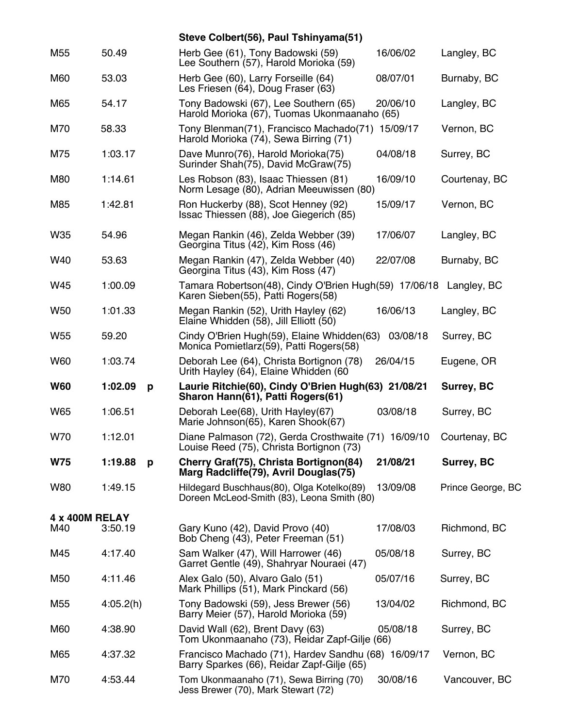| | | | Steve Colbert(56), Paul Tshinyama(51) | | |
|---|---|---|---|---|---|
| M55 | 50.49 | | Herb Gee (61), Tony Badowski (59) Lee Southern (57), Harold Morioka (59) | 16/06/02 | Langley, BC |
| M60 | 53.03 | | Herb Gee (60), Larry Forseille (64) Les Friesen (64), Doug Fraser (63) | 08/07/01 | Burnaby, BC |
| M65 | 54.17 | | Tony Badowski (67), Lee Southern (65) Harold Morioka (67), Tuomas Ukonmaanaho (65) | 20/06/10 | Langley, BC |
| M70 | 58.33 | | Tony Blenman(71), Francisco Machado(71) Harold Morioka (74), Sewa Birring (71) | 15/09/17 | Vernon, BC |
| M75 | 1:03.17 | | Dave Munro(76), Harold Morioka(75) Surinder Shah(75), David McGraw(75) | 04/08/18 | Surrey, BC |
| M80 | 1:14.61 | | Les Robson (83), Isaac Thiessen (81) Norm Lesage (80), Adrian Meeuwissen (80) | 16/09/10 | Courtenay, BC |
| M85 | 1:42.81 | | Ron Huckerby (88), Scot Henney (92) Issac Thiessen (88), Joe Giegerich (85) | 15/09/17 | Vernon, BC |
| W35 | 54.96 | | Megan Rankin (46), Zelda Webber (39) Georgina Titus (42), Kim Ross (46) | 17/06/07 | Langley, BC |
| W40 | 53.63 | | Megan Rankin (47), Zelda Webber (40) Georgina Titus (43), Kim Ross (47) | 22/07/08 | Burnaby, BC |
| W45 | 1:00.09 | | Tamara Robertson(48), Cindy O'Brien Hugh(59) Karen Sieben(55), Patti Rogers(58) | 17/06/18 | Langley, BC |
| W50 | 1:01.33 | | Megan Rankin (52), Urith Hayley (62) Elaine Whidden (58), Jill Elliott (50) | 16/06/13 | Langley, BC |
| W55 | 59.20 | | Cindy O'Brien Hugh(59), Elaine Whidden(63) Monica Pomietlarz(59), Patti Rogers(58) | 03/08/18 | Surrey, BC |
| W60 | 1:03.74 | | Deborah Lee (64), Christa Bortignon (78) Urith Hayley (64), Elaine Whidden (60 | 26/04/15 | Eugene, OR |
| **W60** | **1:02.09** | **p** | **Laurie Ritchie(60), Cindy O'Brien Hugh(63) Sharon Hann(61), Patti Rogers(61)** | **21/08/21** | **Surrey, BC** |
| W65 | 1:06.51 | | Deborah Lee(68), Urith Hayley(67) Marie Johnson(65), Karen Shook(67) | 03/08/18 | Surrey, BC |
| W70 | 1:12.01 | | Diane Palmason (72), Gerda Crosthwaite (71) Louise Reed (75), Christa Bortignon (73) | 16/09/10 | Courtenay, BC |
| **W75** | **1:19.88** | **p** | **Cherry Graf(75), Christa Bortignon(84) Marg Radcliffe(79), Avril Douglas(75)** | **21/08/21** | **Surrey, BC** |
| W80 | 1:49.15 | | Hildegard Buschhaus(80), Olga Kotelko(89) Doreen McLeod-Smith (83), Leona Smith (80) | 13/09/08 | Prince George, BC |

**4 x 400M RELAY**

| | | | | |
|---|---|---|---|---|
| M40 | 3:50.19 | Gary Kuno (42), David Provo (40) Bob Cheng (43), Peter Freeman (51) | 17/08/03 | Richmond, BC |
| M45 | 4:17.40 | Sam Walker (47), Will Harrower (46) Garret Gentle (49), Shahryar Nouraei (47) | 05/08/18 | Surrey, BC |
| M50 | 4:11.46 | Alex Galo (50), Alvaro Galo (51) Mark Phillips (51), Mark Pinckard (56) | 05/07/16 | Surrey, BC |
| M55 | 4:05.2(h) | Tony Badowski (59), Jess Brewer (56) Barry Meier (57), Harold Morioka (59) | 13/04/02 | Richmond, BC |
| M60 | 4:38.90 | David Wall (62), Brent Davy (63) Tom Ukonmaanaho (73), Reidar Zapf-Gilje (66) | 05/08/18 | Surrey, BC |
| M65 | 4:37.32 | Francisco Machado (71), Hardev Sandhu (68) Barry Sparkes (66), Reidar Zapf-Gilje (65) | 16/09/17 | Vernon, BC |
| M70 | 4:53.44 | Tom Ukonmaanaho (71), Sewa Birring (70) Jess Brewer (70), Mark Stewart (72) | 30/08/16 | Vancouver, BC |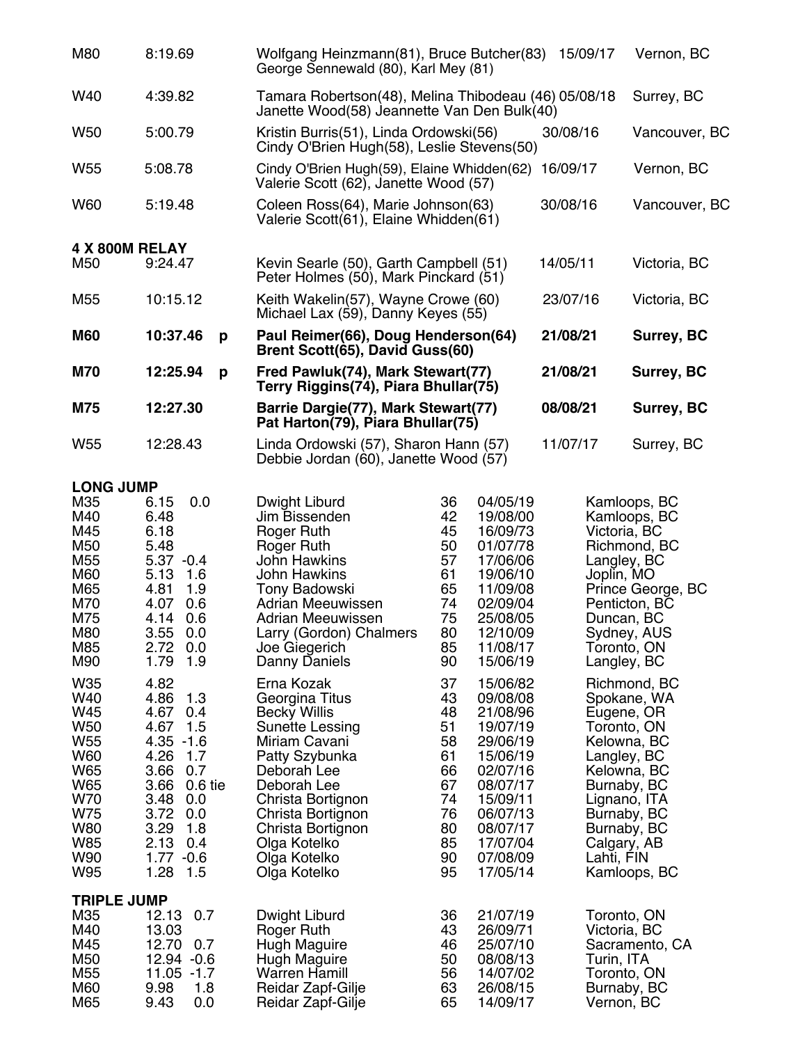| | | | | |
|---|---|---|---|---|
| M80 | 8:19.69 | Wolfgang Heinzmann(81), Bruce Butcher(83) George Sennewald (80), Karl Mey (81) | 15/09/17 | Vernon, BC |
| W40 | 4:39.82 | Tamara Robertson(48), Melina Thibodeau (46) Janette Wood(58) Jeannette Van Den Bulk(40) | 05/08/18 | Surrey, BC |
| W50 | 5:00.79 | Kristin Burris(51), Linda Ordowski(56) Cindy O'Brien Hugh(58), Leslie Stevens(50) | 30/08/16 | Vancouver, BC |
| W55 | 5:08.78 | Cindy O'Brien Hugh(59), Elaine Whidden(62) Valerie Scott (62), Janette Wood (57) | 16/09/17 | Vernon, BC |
| W60 | 5:19.48 | Coleen Ross(64), Marie Johnson(63) Valerie Scott(61), Elaine Whidden(61) | 30/08/16 | Vancouver, BC |

**4 X 800M RELAY**

| | | | | |
|---|---|---|---|---|
| M50 | 9:24.47 | Kevin Searle (50), Garth Campbell (51) Peter Holmes (50), Mark Pinckard (51) | 14/05/11 | Victoria, BC |
| M55 | 10:15.12 | Keith Wakelin(57), Wayne Crowe (60) Michael Lax (59), Danny Keyes (55) | 23/07/16 | Victoria, BC |
| **M60** | **10:37.46 p** | **Paul Reimer(66), Doug Henderson(64) Brent Scott(65), David Guss(60)** | **21/08/21** | **Surrey, BC** |
| **M70** | **12:25.94 p** | **Fred Pawluk(74), Mark Stewart(77) Terry Riggins(74), Piara Bhullar(75)** | **21/08/21** | **Surrey, BC** |
| **M75** | **12:27.30** | **Barrie Dargie(77), Mark Stewart(77) Pat Harton(79), Piara Bhullar(75)** | **08/08/21** | **Surrey, BC** |
| W55 | 12:28.43 | Linda Ordowski (57), Sharon Hann (57) Debbie Jordan (60), Janette Wood (57) | 11/07/17 | Surrey, BC |

**LONG JUMP**

| | | | | | |
|---|---|---|---|---|---|
| M35 | 6.15 0.0 | Dwight Liburd | 36 | 04/05/19 | Kamloops, BC |
| M40 | 6.48 | Jim Bissenden | 42 | 19/08/00 | Kamloops, BC |
| M45 | 6.18 | Roger Ruth | 45 | 16/09/73 | Victoria, BC |
| M50 | 5.48 | Roger Ruth | 50 | 01/07/78 | Richmond, BC |
| M55 | 5.37 -0.4 | John Hawkins | 57 | 17/06/06 | Langley, BC |
| M60 | 5.13 1.6 | John Hawkins | 61 | 19/06/10 | Joplin, MO |
| M65 | 4.81 1.9 | Tony Badowski | 65 | 11/09/08 | Prince George, BC |
| M70 | 4.07 0.6 | Adrian Meeuwissen | 74 | 02/09/04 | Penticton, BC |
| M75 | 4.14 0.6 | Adrian Meeuwissen | 75 | 25/08/05 | Duncan, BC |
| M80 | 3.55 0.0 | Larry (Gordon) Chalmers | 80 | 12/10/09 | Sydney, AUS |
| M85 | 2.72 0.0 | Joe Giegerich | 85 | 11/08/17 | Toronto, ON |
| M90 | 1.79 1.9 | Danny Daniels | 90 | 15/06/19 | Langley, BC |
| W35 | 4.82 | Erna Kozak | 37 | 15/06/82 | Richmond, BC |
| W40 | 4.86 1.3 | Georgina Titus | 43 | 09/08/08 | Spokane, WA |
| W45 | 4.67 0.4 | Becky Willis | 48 | 21/08/96 | Eugene, OR |
| W50 | 4.67 1.5 | Sunette Lessing | 51 | 19/07/19 | Toronto, ON |
| W55 | 4.35 -1.6 | Miriam Cavani | 58 | 29/06/19 | Kelowna, BC |
| W60 | 4.26 1.7 | Patty Szybunka | 61 | 15/06/19 | Langley, BC |
| W65 | 3.66 0.7 | Deborah Lee | 66 | 02/07/16 | Kelowna, BC |
| W65 | 3.66 0.6 tie | Deborah Lee | 67 | 08/07/17 | Burnaby, BC |
| W70 | 3.48 0.0 | Christa Bortignon | 74 | 15/09/11 | Lignano, ITA |
| W75 | 3.72 0.0 | Christa Bortignon | 76 | 06/07/13 | Burnaby, BC |
| W80 | 3.29 1.8 | Christa Bortignon | 80 | 08/07/17 | Burnaby, BC |
| W85 | 2.13 0.4 | Olga Kotelko | 85 | 17/07/04 | Calgary, AB |
| W90 | 1.77 -0.6 | Olga Kotelko | 90 | 07/08/09 | Lahti, FIN |
| W95 | 1.28 1.5 | Olga Kotelko | 95 | 17/05/14 | Kamloops, BC |

**TRIPLE JUMP**

| | | | | | |
|---|---|---|---|---|---|
| M35 | 12.13 0.7 | Dwight Liburd | 36 | 21/07/19 | Toronto, ON |
| M40 | 13.03 | Roger Ruth | 43 | 26/09/71 | Victoria, BC |
| M45 | 12.70 0.7 | Hugh Maguire | 46 | 25/07/10 | Sacramento, CA |
| M50 | 12.94 -0.6 | Hugh Maguire | 50 | 08/08/13 | Turin, ITA |
| M55 | 11.05 -1.7 | Warren Hamill | 56 | 14/07/02 | Toronto, ON |
| M60 | 9.98 1.8 | Reidar Zapf-Gilje | 63 | 26/08/15 | Burnaby, BC |
| M65 | 9.43 0.0 | Reidar Zapf-Gilje | 65 | 14/09/17 | Vernon, BC |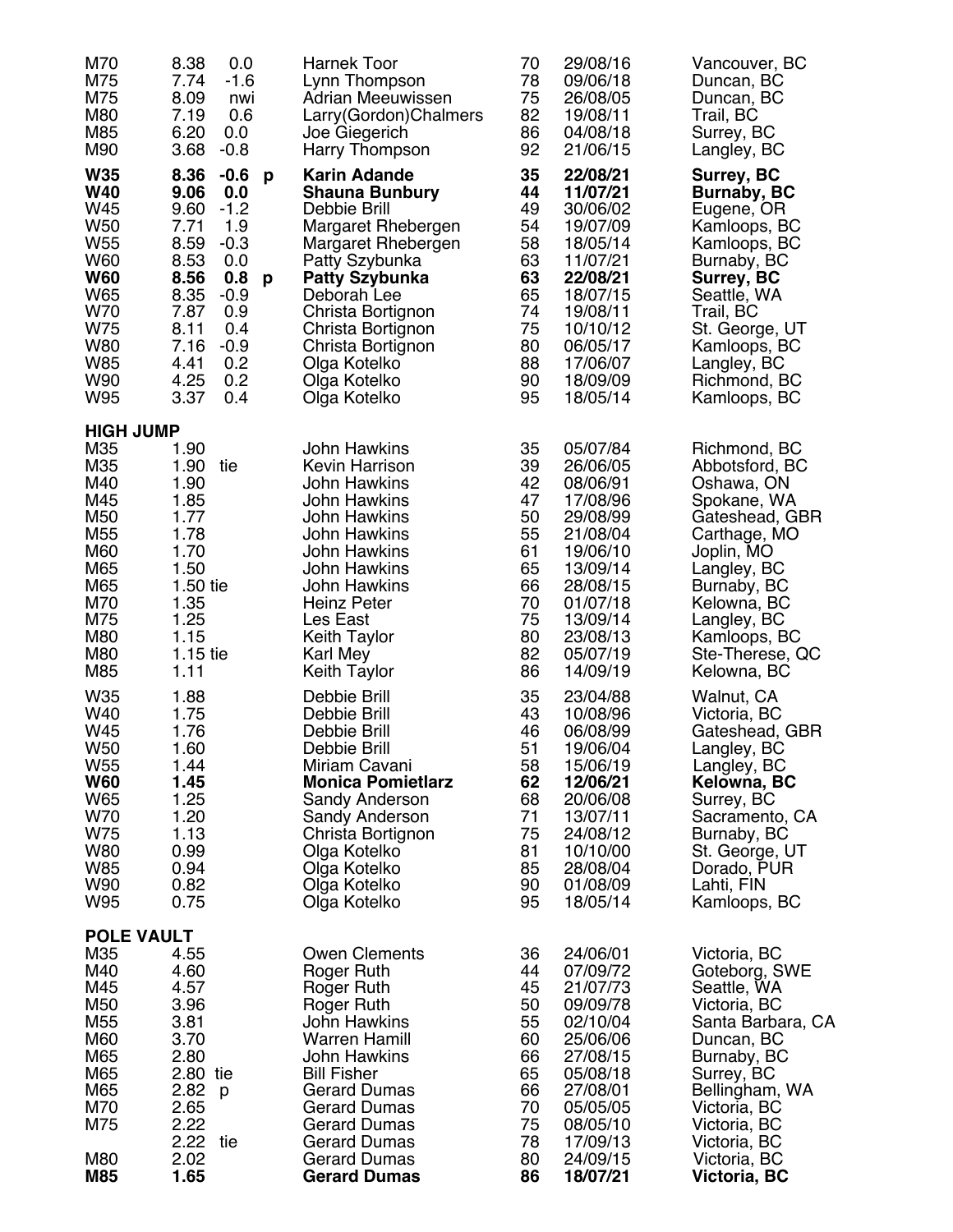| | | | | | | | |
|---|---|---|---|---|---|---|---|
| M70 | 8.38 | 0.0 | | Harnek Toor | 70 | 29/08/16 | Vancouver, BC |
| M75 | 7.74 | -1.6 | | Lynn Thompson | 78 | 09/06/18 | Duncan, BC |
| M75 | 8.09 | nwi | | Adrian Meeuwissen | 75 | 26/08/05 | Duncan, BC |
| M80 | 7.19 | 0.6 | | Larry(Gordon)Chalmers | 82 | 19/08/11 | Trail, BC |
| M85 | 6.20 | 0.0 | | Joe Giegerich | 86 | 04/08/18 | Surrey, BC |
| M90 | 3.68 | -0.8 | | Harry Thompson | 92 | 21/06/15 | Langley, BC |
| **W35** | **8.36** | **-0.6** | **p** | **Karin Adande** | **35** | **22/08/21** | **Surrey, BC** |
| **W40** | **9.06** | **0.0** | | **Shauna Bunbury** | **44** | **11/07/21** | **Burnaby, BC** |
| W45 | 9.60 | -1.2 | | Debbie Brill | 49 | 30/06/02 | Eugene, OR |
| W50 | 7.71 | 1.9 | | Margaret Rhebergen | 54 | 19/07/09 | Kamloops, BC |
| W55 | 8.59 | -0.3 | | Margaret Rhebergen | 58 | 18/05/14 | Kamloops, BC |
| W60 | 8.53 | 0.0 | | Patty Szybunka | 63 | 11/07/21 | Burnaby, BC |
| **W60** | **8.56** | **0.8** | **p** | **Patty Szybunka** | **63** | **22/08/21** | **Surrey, BC** |
| W65 | 8.35 | -0.9 | | Deborah Lee | 65 | 18/07/15 | Seattle, WA |
| W70 | 7.87 | 0.9 | | Christa Bortignon | 74 | 19/08/11 | Trail, BC |
| W75 | 8.11 | 0.4 | | Christa Bortignon | 75 | 10/10/12 | St. George, UT |
| W80 | 7.16 | -0.9 | | Christa Bortignon | 80 | 06/05/17 | Kamloops, BC |
| W85 | 4.41 | 0.2 | | Olga Kotelko | 88 | 17/06/07 | Langley, BC |
| W90 | 4.25 | 0.2 | | Olga Kotelko | 90 | 18/09/09 | Richmond, BC |
| W95 | 3.37 | 0.4 | | Olga Kotelko | 95 | 18/05/14 | Kamloops, BC |

**HIGH JUMP**

| | | | | | | |
|---|---|---|---|---|---|---|
| M35 | 1.90 | | John Hawkins | 35 | 05/07/84 | Richmond, BC |
| M35 | 1.90 | tie | Kevin Harrison | 39 | 26/06/05 | Abbotsford, BC |
| M40 | 1.90 | | John Hawkins | 42 | 08/06/91 | Oshawa, ON |
| M45 | 1.85 | | John Hawkins | 47 | 17/08/96 | Spokane, WA |
| M50 | 1.77 | | John Hawkins | 50 | 29/08/99 | Gateshead, GBR |
| M55 | 1.78 | | John Hawkins | 55 | 21/08/04 | Carthage, MO |
| M60 | 1.70 | | John Hawkins | 61 | 19/06/10 | Joplin, MO |
| M65 | 1.50 | | John Hawkins | 65 | 13/09/14 | Langley, BC |
| M65 | 1.50 | tie | John Hawkins | 66 | 28/08/15 | Burnaby, BC |
| M70 | 1.35 | | Heinz Peter | 70 | 01/07/18 | Kelowna, BC |
| M75 | 1.25 | | Les East | 75 | 13/09/14 | Langley, BC |
| M80 | 1.15 | | Keith Taylor | 80 | 23/08/13 | Kamloops, BC |
| M80 | 1.15 | tie | Karl Mey | 82 | 05/07/19 | Ste-Therese, QC |
| M85 | 1.11 | | Keith Taylor | 86 | 14/09/19 | Kelowna, BC |
| W35 | 1.88 | | Debbie Brill | 35 | 23/04/88 | Walnut, CA |
| W40 | 1.75 | | Debbie Brill | 43 | 10/08/96 | Victoria, BC |
| W45 | 1.76 | | Debbie Brill | 46 | 06/08/99 | Gateshead, GBR |
| W50 | 1.60 | | Debbie Brill | 51 | 19/06/04 | Langley, BC |
| W55 | 1.44 | | Miriam Cavani | 58 | 15/06/19 | Langley, BC |
| **W60** | **1.45** | | **Monica Pomietlarz** | **62** | **12/06/21** | **Kelowna, BC** |
| W65 | 1.25 | | Sandy Anderson | 68 | 20/06/08 | Surrey, BC |
| W70 | 1.20 | | Sandy Anderson | 71 | 13/07/11 | Sacramento, CA |
| W75 | 1.13 | | Christa Bortignon | 75 | 24/08/12 | Burnaby, BC |
| W80 | 0.99 | | Olga Kotelko | 81 | 10/10/00 | St. George, UT |
| W85 | 0.94 | | Olga Kotelko | 85 | 28/08/04 | Dorado, PUR |
| W90 | 0.82 | | Olga Kotelko | 90 | 01/08/09 | Lahti, FIN |
| W95 | 0.75 | | Olga Kotelko | 95 | 18/05/14 | Kamloops, BC |

**POLE VAULT**

| | | | | | | |
|---|---|---|---|---|---|---|
| M35 | 4.55 | | Owen Clements | 36 | 24/06/01 | Victoria, BC |
| M40 | 4.60 | | Roger Ruth | 44 | 07/09/72 | Goteborg, SWE |
| M45 | 4.57 | | Roger Ruth | 45 | 21/07/73 | Seattle, WA |
| M50 | 3.96 | | Roger Ruth | 50 | 09/09/78 | Victoria, BC |
| M55 | 3.81 | | John Hawkins | 55 | 02/10/04 | Santa Barbara, CA |
| M60 | 3.70 | | Warren Hamill | 60 | 25/06/06 | Duncan, BC |
| M65 | 2.80 | | John Hawkins | 66 | 27/08/15 | Burnaby, BC |
| M65 | 2.80 | tie | Bill Fisher | 65 | 05/08/18 | Surrey, BC |
| M65 | 2.82 | p | Gerard Dumas | 66 | 27/08/01 | Bellingham, WA |
| M70 | 2.65 | | Gerard Dumas | 70 | 05/05/05 | Victoria, BC |
| M75 | 2.22 | | Gerard Dumas | 75 | 08/05/10 | Victoria, BC |
| | 2.22 | tie | Gerard Dumas | 78 | 17/09/13 | Victoria, BC |
| M80 | 2.02 | | Gerard Dumas | 80 | 24/09/15 | Victoria, BC |
| **M85** | **1.65** | | **Gerard Dumas** | **86** | **18/07/21** | **Victoria, BC** |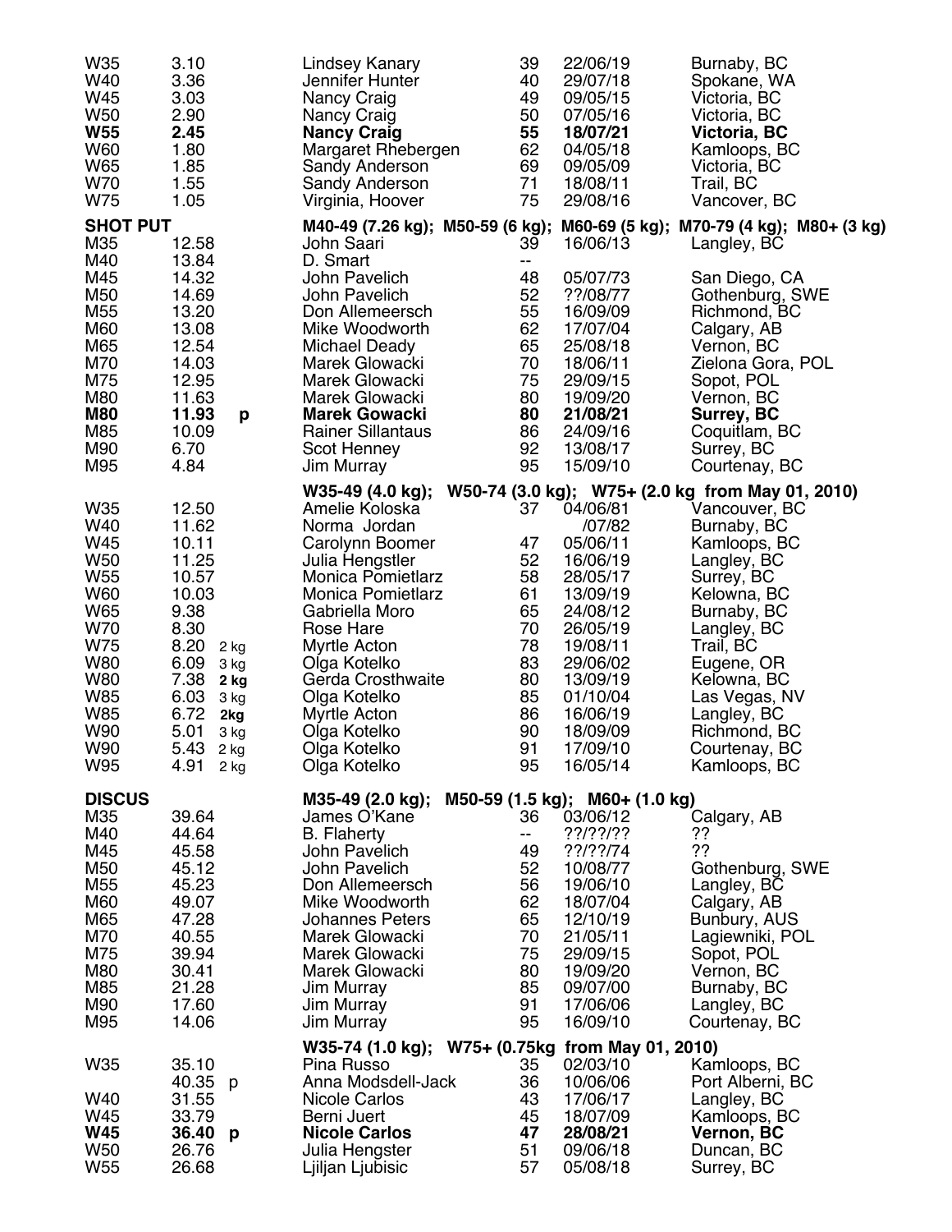| | | | | | |
|---|---|---|---|---|---|
| W35 | 3.10 | Lindsey Kanary | 39 | 22/06/19 | Burnaby, BC |
| W40 | 3.36 | Jennifer Hunter | 40 | 29/07/18 | Spokane, WA |
| W45 | 3.03 | Nancy Craig | 49 | 09/05/15 | Victoria, BC |
| W50 | 2.90 | Nancy Craig | 50 | 07/05/16 | Victoria, BC |
| **W55** | **2.45** | **Nancy Craig** | **55** | **18/07/21** | **Victoria, BC** |
| W60 | 1.80 | Margaret Rhebergen | 62 | 04/05/18 | Kamloops, BC |
| W65 | 1.85 | Sandy Anderson | 69 | 09/05/09 | Victoria, BC |
| W70 | 1.55 | Sandy Anderson | 71 | 18/08/11 | Trail, BC |
| W75 | 1.05 | Virginia, Hoover | 75 | 29/08/16 | Vancover, BC |

**SHOT PUT** — M40-49 (7.26 kg); M50-59 (6 kg); M60-69 (5 kg); M70-79 (4 kg); M80+ (3 kg)

| | | | | | |
|---|---|---|---|---|---|
| M35 | 12.58 | John Saari | 39 | 16/06/13 | Langley, BC |
| M40 | 13.84 | D. Smart | -- | | |
| M45 | 14.32 | John Pavelich | 48 | 05/07/73 | San Diego, CA |
| M50 | 14.69 | John Pavelich | 52 | ??/08/77 | Gothenburg, SWE |
| M55 | 13.20 | Don Allemeersch | 55 | 16/09/09 | Richmond, BC |
| M60 | 13.08 | Mike Woodworth | 62 | 17/07/04 | Calgary, AB |
| M65 | 12.54 | Michael Deady | 65 | 25/08/18 | Vernon, BC |
| M70 | 14.03 | Marek Glowacki | 70 | 18/06/11 | Zielona Gora, POL |
| M75 | 12.95 | Marek Glowacki | 75 | 29/09/15 | Sopot, POL |
| M80 | 11.63 | Marek Glowacki | 80 | 19/09/20 | Vernon, BC |
| **M80** | **11.93 p** | **Marek Gowacki** | **80** | **21/08/21** | **Surrey, BC** |
| M85 | 10.09 | Rainer Sillantaus | 86 | 24/09/16 | Coquitlam, BC |
| M90 | 6.70 | Scot Henney | 92 | 13/08/17 | Surrey, BC |
| M95 | 4.84 | Jim Murray | 95 | 15/09/10 | Courtenay, BC |

W35-49 (4.0 kg); W50-74 (3.0 kg); W75+ (2.0 kg from May 01, 2010)

| | | | | | |
|---|---|---|---|---|---|
| W35 | 12.50 | Amelie Koloska | 37 | 04/06/81 | Vancouver, BC |
| W40 | 11.62 | Norma Jordan | | /07/82 | Burnaby, BC |
| W45 | 10.11 | Carolynn Boomer | 47 | 05/06/11 | Kamloops, BC |
| W50 | 11.25 | Julia Hengstler | 52 | 16/06/19 | Langley, BC |
| W55 | 10.57 | Monica Pomietlarz | 58 | 28/05/17 | Surrey, BC |
| W60 | 10.03 | Monica Pomietlarz | 61 | 13/09/19 | Kelowna, BC |
| W65 | 9.38 | Gabriella Moro | 65 | 24/08/12 | Burnaby, BC |
| W70 | 8.30 | Rose Hare | 70 | 26/05/19 | Langley, BC |
| W75 | 8.20 2 kg | Myrtle Acton | 78 | 19/08/11 | Trail, BC |
| W80 | 6.09 3 kg | Olga Kotelko | 83 | 29/06/02 | Eugene, OR |
| W80 | 7.38 **2 kg** | Gerda Crosthwaite | 80 | 13/09/19 | Kelowna, BC |
| W85 | 6.03 3 kg | Olga Kotelko | 85 | 01/10/04 | Las Vegas, NV |
| W85 | 6.72 **2kg** | Myrtle Acton | 86 | 16/06/19 | Langley, BC |
| W90 | 5.01 3 kg | Olga Kotelko | 90 | 18/09/09 | Richmond, BC |
| W90 | 5.43 2 kg | Olga Kotelko | 91 | 17/09/10 | Courtenay, BC |
| W95 | 4.91 2 kg | Olga Kotelko | 95 | 16/05/14 | Kamloops, BC |

**DISCUS** — M35-49 (2.0 kg); M50-59 (1.5 kg); M60+ (1.0 kg)

| | | | | | |
|---|---|---|---|---|---|
| M35 | 39.64 | James O'Kane | 36 | 03/06/12 | Calgary, AB |
| M40 | 44.64 | B. Flaherty | -- | ??/??/?? | ?? |
| M45 | 45.58 | John Pavelich | 49 | ??/??/74 | ?? |
| M50 | 45.12 | John Pavelich | 52 | 10/08/77 | Gothenburg, SWE |
| M55 | 45.23 | Don Allemeersch | 56 | 19/06/10 | Langley, BC |
| M60 | 49.07 | Mike Woodworth | 62 | 18/07/04 | Calgary, AB |
| M65 | 47.28 | Johannes Peters | 65 | 12/10/19 | Bunbury, AUS |
| M70 | 40.55 | Marek Glowacki | 70 | 21/05/11 | Lagiewniki, POL |
| M75 | 39.94 | Marek Glowacki | 75 | 29/09/15 | Sopot, POL |
| M80 | 30.41 | Marek Glowacki | 80 | 19/09/20 | Vernon, BC |
| M85 | 21.28 | Jim Murray | 85 | 09/07/00 | Burnaby, BC |
| M90 | 17.60 | Jim Murray | 91 | 17/06/06 | Langley, BC |
| M95 | 14.06 | Jim Murray | 95 | 16/09/10 | Courtenay, BC |

W35-74 (1.0 kg); W75+ (0.75kg from May 01, 2010)

| | | | | | |
|---|---|---|---|---|---|
| W35 | 35.10 | Pina Russo | 35 | 02/03/10 | Kamloops, BC |
| | 40.35 p | Anna Modsdell-Jack | 36 | 10/06/06 | Port Alberni, BC |
| W40 | 31.55 | Nicole Carlos | 43 | 17/06/17 | Langley, BC |
| W45 | 33.79 | Berni Juert | 45 | 18/07/09 | Kamloops, BC |
| **W45** | **36.40 p** | **Nicole Carlos** | **47** | **28/08/21** | **Vernon, BC** |
| W50 | 26.76 | Julia Hengster | 51 | 09/06/18 | Duncan, BC |
| W55 | 26.68 | Ljiljan Ljubisic | 57 | 05/08/18 | Surrey, BC |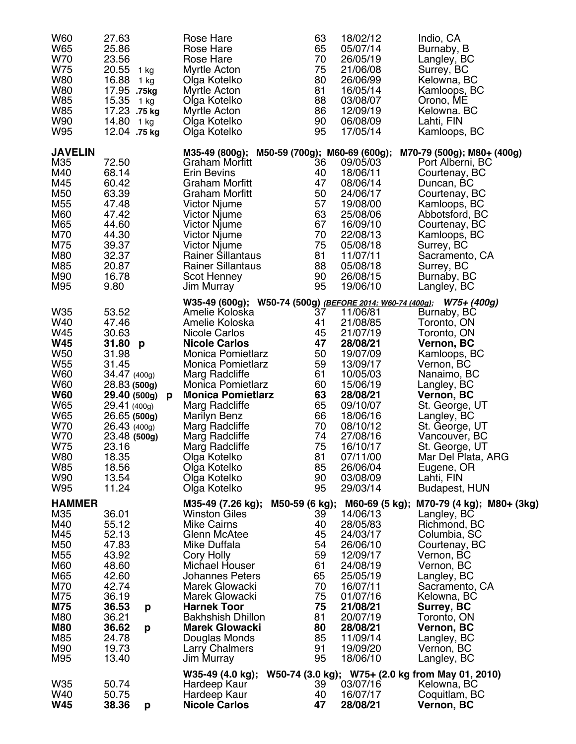| | | | | | |
|---|---|---|---|---|---|
| W60 | 27.63 | Rose Hare | 63 | 18/02/12 | Indio, CA |
| W65 | 25.86 | Rose Hare | 65 | 05/07/14 | Burnaby, B |
| W70 | 23.56 | Rose Hare | 70 | 26/05/19 | Langley, BC |
| W75 | 20.55 1 kg | Myrtle Acton | 75 | 21/06/08 | Surrey, BC |
| W80 | 16.88 1 kg | Olga Kotelko | 80 | 26/06/99 | Kelowna, BC |
| W80 | 17.95 **.75kg** | Myrtle Acton | 81 | 16/05/14 | Kamloops, BC |
| W85 | 15.35 1 kg | Olga Kotelko | 88 | 03/08/07 | Orono, ME |
| W85 | 17.23 **.75 kg** | Myrtle Acton | 86 | 12/09/19 | Kelowna. BC |
| W90 | 14.80 1 kg | Olga Kotelko | 90 | 06/08/09 | Lahti, FIN |
| W95 | 12.04 **.75 kg** | Olga Kotelko | 95 | 17/05/14 | Kamloops, BC |

**JAVELIN** — **M35-49 (800g); M50-59 (700g); M60-69 (600g); M70-79 (500g); M80+ (400g)**

| | | | | | |
|---|---|---|---|---|---|
| M35 | 72.50 | Graham Morfitt | 36 | 09/05/03 | Port Alberni, BC |
| M40 | 68.14 | Erin Bevins | 40 | 18/06/11 | Courtenay, BC |
| M45 | 60.42 | Graham Morfitt | 47 | 08/06/14 | Duncan, BC |
| M50 | 63.39 | Graham Morfitt | 50 | 24/06/17 | Courtenay, BC |
| M55 | 47.48 | Victor Njume | 57 | 19/08/00 | Kamloops, BC |
| M60 | 47.42 | Victor Njume | 63 | 25/08/06 | Abbotsford, BC |
| M65 | 44.60 | Victor Njume | 67 | 16/09/10 | Courtenay, BC |
| M70 | 44.30 | Victor Njume | 70 | 22/08/13 | Kamloops, BC |
| M75 | 39.37 | Victor Njume | 75 | 05/08/18 | Surrey, BC |
| M80 | 32.37 | Rainer Sillantaus | 81 | 11/07/11 | Sacramento, CA |
| M85 | 20.87 | Rainer Sillantaus | 88 | 05/08/18 | Surrey, BC |
| M90 | 16.78 | Scot Henney | 90 | 26/08/15 | Burnaby, BC |
| M95 | 9.80 | Jim Murray | 95 | 19/06/10 | Langley, BC |

**W35-49 (600g); W50-74 (500g)** ***(BEFORE 2014: W60-74 (400g);*** ***W75+ (400g)***

| | | | | | |
|---|---|---|---|---|---|
| W35 | 53.52 | Amelie Koloska | 37 | 11/06/81 | Burnaby, BC |
| W40 | 47.46 | Amelie Koloska | 41 | 21/08/85 | Toronto, ON |
| W45 | 30.63 | Nicole Carlos | 45 | 21/07/19 | Toronto, ON |
| **W45** | **31.80 p** | **Nicole Carlos** | **47** | **28/08/21** | **Vernon, BC** |
| W50 | 31.98 | Monica Pomietlarz | 50 | 19/07/09 | Kamloops, BC |
| W55 | 31.45 | Monica Pomietlarz | 59 | 13/09/17 | Vernon, BC |
| W60 | 34.47 (400g) | Marg Radcliffe | 61 | 10/05/03 | Nanaimo, BC |
| W60 | 28.83 **(500g)** | Monica Pomietlarz | 60 | 15/06/19 | Langley, BC |
| **W60** | **29.40 (500g) p** | **Monica Pomietlarz** | **63** | **28/08/21** | **Vernon, BC** |
| W65 | 29.41 (400g) | Marg Radcliffe | 65 | 09/10/07 | St. George, UT |
| W65 | 26.65 **(500g)** | Marilyn Benz | 66 | 18/06/16 | Langley, BC |
| W70 | 26.43 (400g) | Marg Radcliffe | 70 | 08/10/12 | St. George, UT |
| W70 | 23.48 **(500g)** | Marg Radcliffe | 74 | 27/08/16 | Vancouver, BC |
| W75 | 23.16 | Marg Radcliffe | 75 | 16/10/17 | St. George, UT |
| W80 | 18.35 | Olga Kotelko | 81 | 07/11/00 | Mar Del Plata, ARG |
| W85 | 18.56 | Olga Kotelko | 85 | 26/06/04 | Eugene, OR |
| W90 | 13.54 | Olga Kotelko | 90 | 03/08/09 | Lahti, FIN |
| W95 | 11.24 | Olga Kotelko | 95 | 29/03/14 | Budapest, HUN |

**HAMMER** — **M35-49 (7.26 kg); M50-59 (6 kg); M60-69 (5 kg); M70-79 (4 kg); M80+ (3kg)**

| | | | | | |
|---|---|---|---|---|---|
| M35 | 36.01 | Winston Giles | 39 | 14/06/13 | Langley, BC |
| M40 | 55.12 | Mike Cairns | 40 | 28/05/83 | Richmond, BC |
| M45 | 52.13 | Glenn McAtee | 45 | 24/03/17 | Columbia, SC |
| M50 | 47.83 | Mike Duffala | 54 | 26/06/10 | Courtenay, BC |
| M55 | 43.92 | Cory Holly | 59 | 12/09/17 | Vernon, BC |
| M60 | 48.60 | Michael Houser | 61 | 24/08/19 | Vernon, BC |
| M65 | 42.60 | Johannes Peters | 65 | 25/05/19 | Langley, BC |
| M70 | 42.74 | Marek Glowacki | 70 | 16/07/11 | Sacramento, CA |
| M75 | 36.19 | Marek Glowacki | 75 | 01/07/16 | Kelowna, BC |
| **M75** | **36.53 p** | **Harnek Toor** | **75** | **21/08/21** | **Surrey, BC** |
| M80 | 36.21 | Bakhshish Dhillon | 81 | 20/07/19 | Toronto, ON |
| **M80** | **36.62 p** | **Marek Glowacki** | **80** | **28/08/21** | **Vernon, BC** |
| M85 | 24.78 | Douglas Monds | 85 | 11/09/14 | Langley, BC |
| M90 | 19.73 | Larry Chalmers | 91 | 19/09/20 | Vernon, BC |
| M95 | 13.40 | Jim Murray | 95 | 18/06/10 | Langley, BC |

**W35-49 (4.0 kg); W50-74 (3.0 kg); W75+ (2.0 kg from May 01, 2010)**

| | | | | | |
|---|---|---|---|---|---|
| W35 | 50.74 | Hardeep Kaur | 39 | 03/07/16 | Kelowna, BC |
| W40 | 50.75 | Hardeep Kaur | 40 | 16/07/17 | Coquitlam, BC |
| **W45** | **38.36 p** | **Nicole Carlos** | **47** | **28/08/21** | **Vernon, BC** |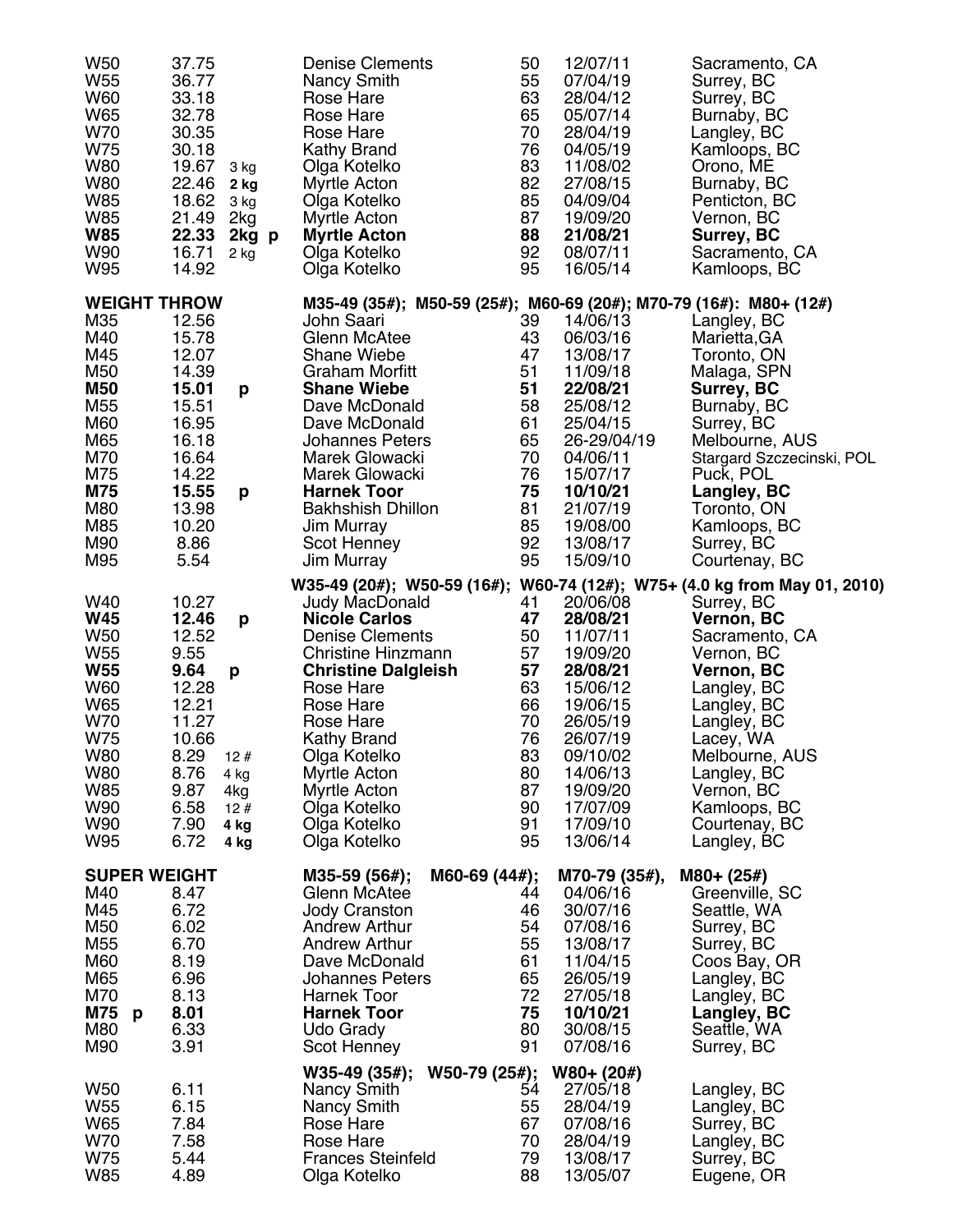| | | | | | | |
|---|---|---|---|---|---|---|
| W50 | 37.75 | | Denise Clements | 50 | 12/07/11 | Sacramento, CA |
| W55 | 36.77 | | Nancy Smith | 55 | 07/04/19 | Surrey, BC |
| W60 | 33.18 | | Rose Hare | 63 | 28/04/12 | Surrey, BC |
| W65 | 32.78 | | Rose Hare | 65 | 05/07/14 | Burnaby, BC |
| W70 | 30.35 | | Rose Hare | 70 | 28/04/19 | Langley, BC |
| W75 | 30.18 | | Kathy Brand | 76 | 04/05/19 | Kamloops, BC |
| W80 | 19.67 | 3 kg | Olga Kotelko | 83 | 11/08/02 | Orono, ME |
| W80 | 22.46 | **2 kg** | Myrtle Acton | 82 | 27/08/15 | Burnaby, BC |
| W85 | 18.62 | 3 kg | Olga Kotelko | 85 | 04/09/04 | Penticton, BC |
| W85 | 21.49 | 2kg | Myrtle Acton | 87 | 19/09/20 | Vernon, BC |
| **W85** | **22.33** | **2kg p** | **Myrtle Acton** | **88** | **21/08/21** | **Surrey, BC** |
| W90 | 16.71 | 2 kg | Olga Kotelko | 92 | 08/07/11 | Sacramento, CA |
| W95 | 14.92 | | Olga Kotelko | 95 | 16/05/14 | Kamloops, BC |

**WEIGHT THROW** — **M35-49 (35#); M50-59 (25#); M60-69 (20#); M70-79 (16#): M80+ (12#)**

| | | | | | | |
|---|---|---|---|---|---|---|
| M35 | 12.56 | | John Saari | 39 | 14/06/13 | Langley, BC |
| M40 | 15.78 | | Glenn McAtee | 43 | 06/03/16 | Marietta,GA |
| M45 | 12.07 | | Shane Wiebe | 47 | 13/08/17 | Toronto, ON |
| M50 | 14.39 | | Graham Morfitt | 51 | 11/09/18 | Malaga, SPN |
| **M50** | **15.01** | **p** | **Shane Wiebe** | **51** | **22/08/21** | **Surrey, BC** |
| M55 | 15.51 | | Dave McDonald | 58 | 25/08/12 | Burnaby, BC |
| M60 | 16.95 | | Dave McDonald | 61 | 25/04/15 | Surrey, BC |
| M65 | 16.18 | | Johannes Peters | 65 | 26-29/04/19 | Melbourne, AUS |
| M70 | 16.64 | | Marek Glowacki | 70 | 04/06/11 | Stargard Szczecinski, POL |
| M75 | 14.22 | | Marek Glowacki | 76 | 15/07/17 | Puck, POL |
| **M75** | **15.55** | **p** | **Harnek Toor** | **75** | **10/10/21** | **Langley, BC** |
| M80 | 13.98 | | Bakhshish Dhillon | 81 | 21/07/19 | Toronto, ON |
| M85 | 10.20 | | Jim Murray | 85 | 19/08/00 | Kamloops, BC |
| M90 | 8.86 | | Scot Henney | 92 | 13/08/17 | Surrey, BC |
| M95 | 5.54 | | Jim Murray | 95 | 15/09/10 | Courtenay, BC |

**W35-49 (20#); W50-59 (16#); W60-74 (12#); W75+ (4.0 kg from May 01, 2010)**

| | | | | | | |
|---|---|---|---|---|---|---|
| W40 | 10.27 | | Judy MacDonald | 41 | 20/06/08 | Surrey, BC |
| **W45** | **12.46** | **p** | **Nicole Carlos** | **47** | **28/08/21** | **Vernon, BC** |
| W50 | 12.52 | | Denise Clements | 50 | 11/07/11 | Sacramento, CA |
| W55 | 9.55 | | Christine Hinzmann | 57 | 19/09/20 | Vernon, BC |
| **W55** | **9.64** | **p** | **Christine Dalgleish** | **57** | **28/08/21** | **Vernon, BC** |
| W60 | 12.28 | | Rose Hare | 63 | 15/06/12 | Langley, BC |
| W65 | 12.21 | | Rose Hare | 66 | 19/06/15 | Langley, BC |
| W70 | 11.27 | | Rose Hare | 70 | 26/05/19 | Langley, BC |
| W75 | 10.66 | | Kathy Brand | 76 | 26/07/19 | Lacey, WA |
| W80 | 8.29 | 12 # | Olga Kotelko | 83 | 09/10/02 | Melbourne, AUS |
| W80 | 8.76 | 4 kg | Myrtle Acton | 80 | 14/06/13 | Langley, BC |
| W85 | 9.87 | 4kg | Myrtle Acton | 87 | 19/09/20 | Vernon, BC |
| W90 | 6.58 | 12 # | Olga Kotelko | 90 | 17/07/09 | Kamloops, BC |
| W90 | 7.90 | **4 kg** | Olga Kotelko | 91 | 17/09/10 | Courtenay, BC |
| W95 | 6.72 | **4 kg** | Olga Kotelko | 95 | 13/06/14 | Langley, BC |

**SUPER WEIGHT** — **M35-59 (56#); M60-69 (44#); M70-79 (35#), M80+ (25#)**

| | | | | | |
|---|---|---|---|---|---|
| M40 | 8.47 | Glenn McAtee | 44 | 04/06/16 | Greenville, SC |
| M45 | 6.72 | Jody Cranston | 46 | 30/07/16 | Seattle, WA |
| M50 | 6.02 | Andrew Arthur | 54 | 07/08/16 | Surrey, BC |
| M55 | 6.70 | Andrew Arthur | 55 | 13/08/17 | Surrey, BC |
| M60 | 8.19 | Dave McDonald | 61 | 11/04/15 | Coos Bay, OR |
| M65 | 6.96 | Johannes Peters | 65 | 26/05/19 | Langley, BC |
| M70 | 8.13 | Harnek Toor | 72 | 27/05/18 | Langley, BC |
| **M75 p** | **8.01** | **Harnek Toor** | **75** | **10/10/21** | **Langley, BC** |
| M80 | 6.33 | Udo Grady | 80 | 30/08/15 | Seattle, WA |
| M90 | 3.91 | Scot Henney | 91 | 07/08/16 | Surrey, BC |

**W35-49 (35#); W50-79 (25#); W80+ (20#)**

| | | | | | |
|---|---|---|---|---|---|
| W50 | 6.11 | Nancy Smith | 54 | 27/05/18 | Langley, BC |
| W55 | 6.15 | Nancy Smith | 55 | 28/04/19 | Langley, BC |
| W65 | 7.84 | Rose Hare | 67 | 07/08/16 | Surrey, BC |
| W70 | 7.58 | Rose Hare | 70 | 28/04/19 | Langley, BC |
| W75 | 5.44 | Frances Steinfeld | 79 | 13/08/17 | Surrey, BC |
| W85 | 4.89 | Olga Kotelko | 88 | 13/05/07 | Eugene, OR |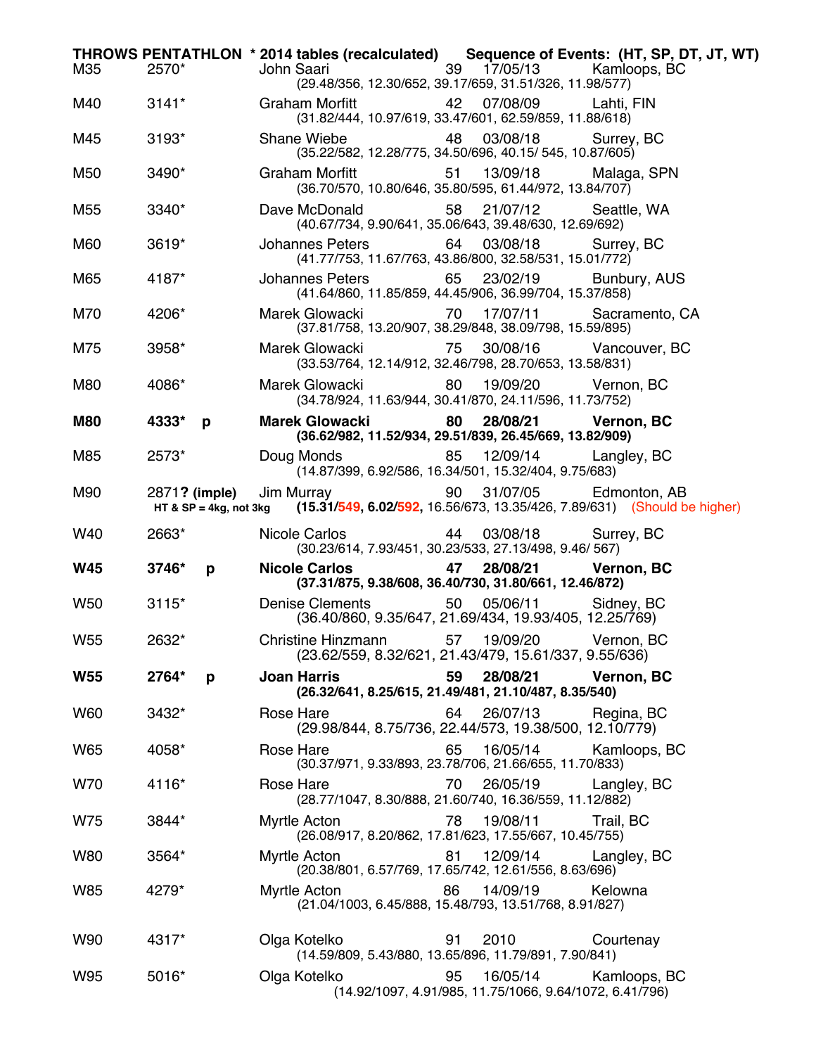**THROWS PENTATHLON \* 2014 tables (recalculated) Sequence of Events: (HT, SP, DT, JT, WT)**

| Age | Score | | Name | Age | Date | Location |
|---|---|---|---|---|---|---|
| M35 | 2570* | | John Saari | 39 | 17/05/13 | Kamloops, BC |
| | | | (29.48/356, 12.30/652, 39.17/659, 31.51/326, 11.98/577) | | | |
| M40 | 3141* | | Graham Morfitt | 42 | 07/08/09 | Lahti, FIN |
| | | | (31.82/444, 10.97/619, 33.47/601, 62.59/859, 11.88/618) | | | |
| M45 | 3193* | | Shane Wiebe | 48 | 03/08/18 | Surrey, BC |
| | | | (35.22/582, 12.28/775, 34.50/696, 40.15/ 545, 10.87/605) | | | |
| M50 | 3490* | | Graham Morfitt | 51 | 13/09/18 | Malaga, SPN |
| | | | (36.70/570, 10.80/646, 35.80/595, 61.44/972, 13.84/707) | | | |
| M55 | 3340* | | Dave McDonald | 58 | 21/07/12 | Seattle, WA |
| | | | (40.67/734, 9.90/641, 35.06/643, 39.48/630, 12.69/692) | | | |
| M60 | 3619* | | Johannes Peters | 64 | 03/08/18 | Surrey, BC |
| | | | (41.77/753, 11.67/763, 43.86/800, 32.58/531, 15.01/772) | | | |
| M65 | 4187* | | Johannes Peters | 65 | 23/02/19 | Bunbury, AUS |
| | | | (41.64/860, 11.85/859, 44.45/906, 36.99/704, 15.37/858) | | | |
| M70 | 4206* | | Marek Glowacki | 70 | 17/07/11 | Sacramento, CA |
| | | | (37.81/758, 13.20/907, 38.29/848, 38.09/798, 15.59/895) | | | |
| M75 | 3958* | | Marek Glowacki | 75 | 30/08/16 | Vancouver, BC |
| | | | (33.53/764, 12.14/912, 32.46/798, 28.70/653, 13.58/831) | | | |
| M80 | 4086* | | Marek Glowacki | 80 | 19/09/20 | Vernon, BC |
| | | | (34.78/924, 11.63/944, 30.41/870, 24.11/596, 11.73/752) | | | |
| **M80** | **4333*** | **p** | **Marek Glowacki** | **80** | **28/08/21** | **Vernon, BC** |
| | | | **(36.62/982, 11.52/934, 29.51/839, 26.45/669, 13.82/909)** | | | |
| M85 | 2573* | | Doug Monds | 85 | 12/09/14 | Langley, BC |
| | | | (14.87/399, 6.92/586, 16.34/501, 15.32/404, 9.75/683) | | | |
| M90 | 2871**? (imple)** | | Jim Murray | 90 | 31/07/05 | Edmonton, AB |
| | **HT & SP = 4kg, not 3kg** | | **(15.31/549, 6.02/592,** 16.56/673, 13.35/426, 7.89/631) (Should be higher) | | | |
| W40 | 2663* | | Nicole Carlos | 44 | 03/08/18 | Surrey, BC |
| | | | (30.23/614, 7.93/451, 30.23/533, 27.13/498, 9.46/ 567) | | | |
| **W45** | **3746*** | **p** | **Nicole Carlos** | **47** | **28/08/21** | **Vernon, BC** |
| | | | **(37.31/875, 9.38/608, 36.40/730, 31.80/661, 12.46/872)** | | | |
| W50 | 3115* | | Denise Clements | 50 | 05/06/11 | Sidney, BC |
| | | | (36.40/860, 9.35/647, 21.69/434, 19.93/405, 12.25/769) | | | |
| W55 | 2632* | | Christine Hinzmann | 57 | 19/09/20 | Vernon, BC |
| | | | (23.62/559, 8.32/621, 21.43/479, 15.61/337, 9.55/636) | | | |
| **W55** | **2764*** | **p** | **Joan Harris** | **59** | **28/08/21** | **Vernon, BC** |
| | | | **(26.32/641, 8.25/615, 21.49/481, 21.10/487, 8.35/540)** | | | |
| W60 | 3432* | | Rose Hare | 64 | 26/07/13 | Regina, BC |
| | | | (29.98/844, 8.75/736, 22.44/573, 19.38/500, 12.10/779) | | | |
| W65 | 4058* | | Rose Hare | 65 | 16/05/14 | Kamloops, BC |
| | | | (30.37/971, 9.33/893, 23.78/706, 21.66/655, 11.70/833) | | | |
| W70 | 4116* | | Rose Hare | 70 | 26/05/19 | Langley, BC |
| | | | (28.77/1047, 8.30/888, 21.60/740, 16.36/559, 11.12/882) | | | |
| W75 | 3844* | | Myrtle Acton | 78 | 19/08/11 | Trail, BC |
| | | | (26.08/917, 8.20/862, 17.81/623, 17.55/667, 10.45/755) | | | |
| W80 | 3564* | | Myrtle Acton | 81 | 12/09/14 | Langley, BC |
| | | | (20.38/801, 6.57/769, 17.65/742, 12.61/556, 8.63/696) | | | |
| W85 | 4279* | | Myrtle Acton | 86 | 14/09/19 | Kelowna |
| | | | (21.04/1003, 6.45/888, 15.48/793, 13.51/768, 8.91/827) | | | |
| W90 | 4317* | | Olga Kotelko | 91 | 2010 | Courtenay |
| | | | (14.59/809, 5.43/880, 13.65/896, 11.79/891, 7.90/841) | | | |
| W95 | 5016* | | Olga Kotelko | 95 | 16/05/14 | Kamloops, BC |
| | | | (14.92/1097, 4.91/985, 11.75/1066, 9.64/1072, 6.41/796) | | | |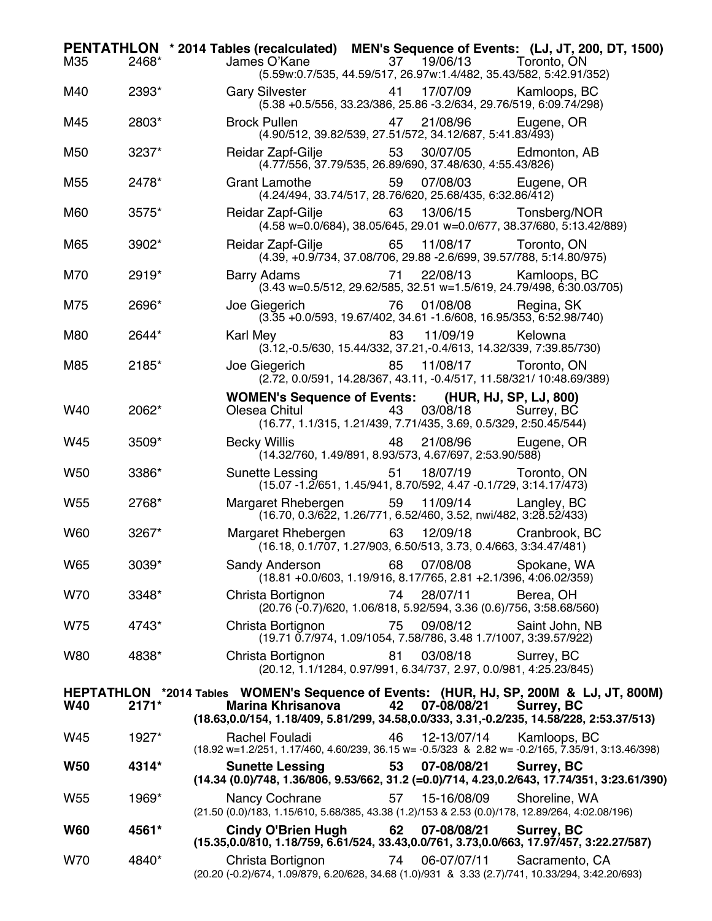**PENTATHLON** * 2014 Tables (recalculated) **MEN's Sequence of Events: (LJ, JT, 200, DT, 1500)**

| Age | Points | Name | Age | Date | Location |
|---|---|---|---|---|---|
| M35 | 2468* | James O'Kane | 37 | 19/06/13 | Toronto, ON |
| | | (5.59w:0.7/535, 44.59/517, 26.97w:1.4/482, 35.43/582, 5:42.91/352) | | | |
| M40 | 2393* | Gary Silvester | 41 | 17/07/09 | Kamloops, BC |
| | | (5.38 +0.5/556, 33.23/386, 25.86 -3.2/634, 29.76/519, 6:09.74/298) | | | |
| M45 | 2803* | Brock Pullen | 47 | 21/08/96 | Eugene, OR |
| | | (4.90/512, 39.82/539, 27.51/572, 34.12/687, 5:41.83/493) | | | |
| M50 | 3237* | Reidar Zapf-Gilje | 53 | 30/07/05 | Edmonton, AB |
| | | (4.77/556, 37.79/535, 26.89/690, 37.48/630, 4:55.43/826) | | | |
| M55 | 2478* | Grant Lamothe | 59 | 07/08/03 | Eugene, OR |
| | | (4.24/494, 33.74/517, 28.76/620, 25.68/435, 6:32.86/412) | | | |
| M60 | 3575* | Reidar Zapf-Gilje | 63 | 13/06/15 | Tonsberg/NOR |
| | | (4.58 w=0.0/684), 38.05/645, 29.01 w=0.0/677, 38.37/680, 5:13.42/889) | | | |
| M65 | 3902* | Reidar Zapf-Gilje | 65 | 11/08/17 | Toronto, ON |
| | | (4.39, +0.9/734, 37.08/706, 29.88 -2.6/699, 39.57/788, 5:14.80/975) | | | |
| M70 | 2919* | Barry Adams | 71 | 22/08/13 | Kamloops, BC |
| | | (3.43 w=0.5/512, 29.62/585, 32.51 w=1.5/619, 24.79/498, 6:30.03/705) | | | |
| M75 | 2696* | Joe Giegerich | 76 | 01/08/08 | Regina, SK |
| | | (3.35 +0.0/593, 19.67/402, 34.61 -1.6/608, 16.95/353, 6:52.98/740) | | | |
| M80 | 2644* | Karl Mey | 83 | 11/09/19 | Kelowna |
| | | (3.12,-0.5/630, 15.44/332, 37.21,-0.4/613, 14.32/339, 7:39.85/730) | | | |
| M85 | 2185* | Joe Giegerich | 85 | 11/08/17 | Toronto, ON |
| | | (2.72, 0.0/591, 14.28/367, 43.11, -0.4/517, 11.58/321/ 10:48.69/389) | | | |

**WOMEN's Sequence of Events: (HUR, HJ, SP, LJ, 800)**

| Age | Points | Name | Age | Date | Location |
|---|---|---|---|---|---|
| W40 | 2062* | Olesea Chitul | 43 | 03/08/18 | Surrey, BC |
| | | (16.77, 1.1/315, 1.21/439, 7.71/435, 3.69, 0.5/329, 2:50.45/544) | | | |
| W45 | 3509* | Becky Willis | 48 | 21/08/96 | Eugene, OR |
| | | (14.32/760, 1.49/891, 8.93/573, 4.67/697, 2:53.90/588) | | | |
| W50 | 3386* | Sunette Lessing | 51 | 18/07/19 | Toronto, ON |
| | | (15.07 -1.2/651, 1.45/941, 8.70/592, 4.47 -0.1/729, 3:14.17/473) | | | |
| W55 | 2768* | Margaret Rhebergen | 59 | 11/09/14 | Langley, BC |
| | | (16.70, 0.3/622, 1.26/771, 6.52/460, 3.52, nwi/482, 3:28.52/433) | | | |
| W60 | 3267* | Margaret Rhebergen | 63 | 12/09/18 | Cranbrook, BC |
| | | (16.18, 0.1/707, 1.27/903, 6.50/513, 3.73, 0.4/663, 3:34.47/481) | | | |
| W65 | 3039* | Sandy Anderson | 68 | 07/08/08 | Spokane, WA |
| | | (18.81 +0.0/603, 1.19/916, 8.17/765, 2.81 +2.1/396, 4:06.02/359) | | | |
| W70 | 3348* | Christa Bortignon | 74 | 28/07/11 | Berea, OH |
| | | (20.76 (-0.7)/620, 1.06/818, 5.92/594, 3.36 (0.6)/756, 3:58.68/560) | | | |
| W75 | 4743* | Christa Bortignon | 75 | 09/08/12 | Saint John, NB |
| | | (19.71 0.7/974, 1.09/1054, 7.58/786, 3.48 1.7/1007, 3:39.57/922) | | | |
| W80 | 4838* | Christa Bortignon | 81 | 03/08/18 | Surrey, BC |
| | | (20.12, 1.1/1284, 0.97/991, 6.34/737, 2.97, 0.0/981, 4:25.23/845) | | | |

**HEPTATHLON** *2014 Tables **WOMEN's Sequence of Events: (HUR, HJ, SP, 200M & LJ, JT, 800M)**

| Age | Points | Name | Age | Date | Location |
|---|---|---|---|---|---|
| **W40** | **2171*** | **Marina Khrisanova** | **42** | **07-08/08/21** | **Surrey, BC** |
| | | **(18.63,0.0/154, 1.18/409, 5.81/299, 34.58,0.0/333, 3.31,-0.2/235, 14.58/228, 2:53.37/513)** | | | |
| W45 | 1927* | Rachel Fouladi | 46 | 12-13/07/14 | Kamloops, BC |
| | | (18.92 w=1.2/251, 1.17/460, 4.60/239, 36.15 w= -0.5/323 & 2.82 w= -0.2/165, 7.35/91, 3:13.46/398) | | | |
| **W50** | **4314*** | **Sunette Lessing** | **53** | **07-08/08/21** | **Surrey, BC** |
| | | **(14.34 (0.0)/748, 1.36/806, 9.53/662, 31.2 (=0.0)/714, 4.23,0.2/643, 17.74/351, 3:23.61/390)** | | | |
| W55 | 1969* | Nancy Cochrane | 57 | 15-16/08/09 | Shoreline, WA |
| | | (21.50 (0.0)/183, 1.15/610, 5.68/385, 43.38 (1.2)/153 & 2.53 (0.0)/178, 12.89/264, 4:02.08/196) | | | |
| **W60** | **4561*** | **Cindy O'Brien Hugh** | **62** | **07-08/08/21** | **Surrey, BC** |
| | | **(15.35,0.0/810, 1.18/759, 6.61/524, 33.43,0.0/761, 3.73,0.0/663, 17.97/457, 3:22.27/587)** | | | |
| W70 | 4840* | Christa Bortignon | 74 | 06-07/07/11 | Sacramento, CA |
| | | (20.20 (-0.2)/674, 1.09/879, 6.20/628, 34.68 (1.0)/931 & 3.33 (2.7)/741, 10.33/294, 3:42.20/693) | | | |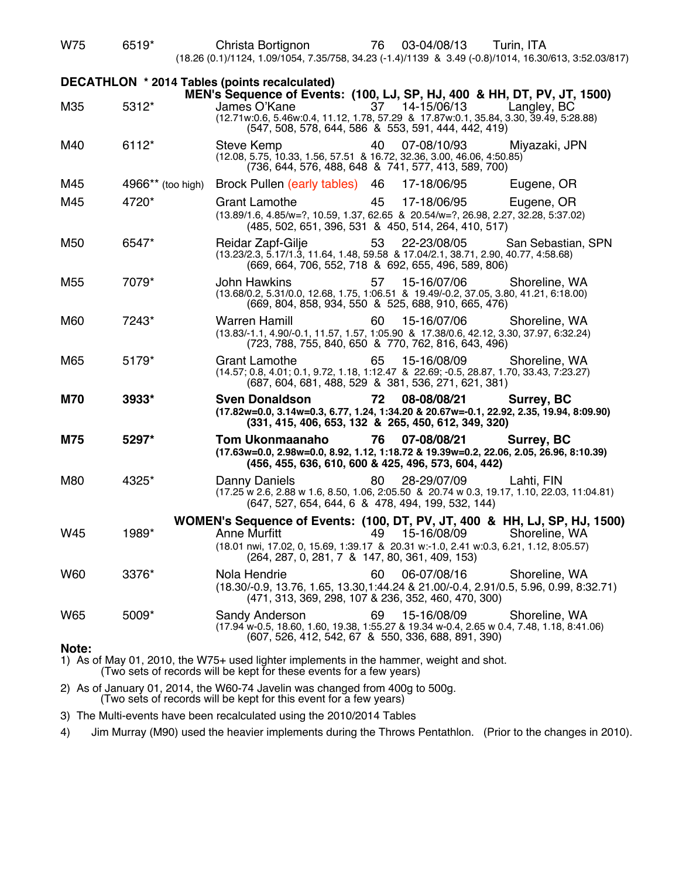| | | | | | |
|---|---|---|---|---|---|
| W75 | 6519* | Christa Bortignon | 76 | 03-04/08/13 | Turin, ITA |
| | | (18.26 (0.1)/1124, 1.09/1054, 7.35/758, 34.23 (-1.4)/1139 & 3.49 (-0.8)/1014, 16.30/613, 3:52.03/817) | | | |

## DECATHLON * 2014 Tables (points recalculated)

### MEN's Sequence of Events: (100, LJ, SP, HJ, 400 & HH, DT, PV, JT, 1500)

| | | | | | |
|---|---|---|---|---|---|
| M35 | 5312* | James O'Kane | 37 | 14-15/06/13 | Langley, BC |
| | | (12.71w:0.6, 5.46w:0.4, 11.12, 1.78, 57.29 & 17.87w:0.1, 35.84, 3.30, 39.49, 5:28.88) (547, 508, 578, 644, 586 & 553, 591, 444, 442, 419) | | | |
| M40 | 6112* | Steve Kemp | 40 | 07-08/10/93 | Miyazaki, JPN |
| | | (12.08, 5.75, 10.33, 1.56, 57.51 & 16.72, 32.36, 3.00, 46.06, 4:50.85) (736, 644, 576, 488, 648 & 741, 577, 413, 589, 700) | | | |
| M45 | 4966** (too high) | Brock Pullen (early tables) | 46 | 17-18/06/95 | Eugene, OR |
| M45 | 4720* | Grant Lamothe | 45 | 17-18/06/95 | Eugene, OR |
| | | (13.89/1.6, 4.85/w=?, 10.59, 1.37, 62.65 & 20.54/w=?, 26.98, 2.27, 32.28, 5:37.02) (485, 502, 651, 396, 531 & 450, 514, 264, 410, 517) | | | |
| M50 | 6547* | Reidar Zapf-Gilje | 53 | 22-23/08/05 | San Sebastian, SPN |
| | | (13.23/2.3, 5.17/1.3, 11.64, 1.48, 59.58 & 17.04/2.1, 38.71, 2.90, 40.77, 4:58.68) (669, 664, 706, 552, 718 & 692, 655, 496, 589, 806) | | | |
| M55 | 7079* | John Hawkins | 57 | 15-16/07/06 | Shoreline, WA |
| | | (13.68/0.2, 5.31/0.0, 12.68, 1.75, 1:06.51 & 19.49/-0.2, 37.05, 3.80, 41.21, 6:18.00) (669, 804, 858, 934, 550 & 525, 688, 910, 665, 476) | | | |
| M60 | 7243* | Warren Hamill | 60 | 15-16/07/06 | Shoreline, WA |
| | | (13.83/-1.1, 4.90/-0.1, 11.57, 1.57, 1:05.90 & 17.38/0.6, 42.12, 3.30, 37.97, 6:32.24) (723, 788, 755, 840, 650 & 770, 762, 816, 643, 496) | | | |
| M65 | 5179* | Grant Lamothe | 65 | 15-16/08/09 | Shoreline, WA |
| | | (14.57; 0.8, 4.01; 0.1, 9.72, 1.18, 1:12.47 & 22.69; -0.5, 28.87, 1.70, 33.43, 7:23.27) (687, 604, 681, 488, 529 & 381, 536, 271, 621, 381) | | | |
| **M70** | **3933*** | **Sven Donaldson** | **72** | **08-08/08/21** | **Surrey, BC** |
| | | **(17.82w=0.0, 3.14w=0.3, 6.77, 1.24, 1:34.20 & 20.67w=-0.1, 22.92, 2.35, 19.94, 8:09.90) (331, 415, 406, 653, 132 & 265, 450, 612, 349, 320)** | | | |
| **M75** | **5297*** | **Tom Ukonmaanaho** | **76** | **07-08/08/21** | **Surrey, BC** |
| | | **(17.63w=0.0, 2.98w=0.0, 8.92, 1.12, 1:18.72 & 19.39w=0.2, 22.06, 2.05, 26.96, 8:10.39) (456, 455, 636, 610, 600 & 425, 496, 573, 604, 442)** | | | |
| M80 | 4325* | Danny Daniels | 80 | 28-29/07/09 | Lahti, FIN |
| | | (17.25 w 2.6, 2.88 w 1.6, 8.50, 1.06, 2:05.50 & 20.74 w 0.3, 19.17, 1.10, 22.03, 11:04.81) (647, 527, 654, 644, 6 & 478, 494, 199, 532, 144) | | | |

### WOMEN's Sequence of Events: (100, DT, PV, JT, 400 & HH, LJ, SP, HJ, 1500)

| | | | | | |
|---|---|---|---|---|---|
| W45 | 1989* | Anne Murfitt | 49 | 15-16/08/09 | Shoreline, WA |
| | | (18.01 nwi, 17.02, 0, 15.69, 1:39.17 & 20.31 w:-1.0, 2.41 w:0.3, 6.21, 1.12, 8:05.57) (264, 287, 0, 281, 7 & 147, 80, 361, 409, 153) | | | |
| W60 | 3376* | Nola Hendrie | 60 | 06-07/08/16 | Shoreline, WA |
| | | (18.30/-0.9, 13.76, 1.65, 13.30,1:44.24 & 21.00/-0.4, 2.91/0.5, 5.96, 0.99, 8:32.71) (471, 313, 369, 298, 107 & 236, 352, 460, 470, 300) | | | |
| W65 | 5009* | Sandy Anderson | 69 | 15-16/08/09 | Shoreline, WA |
| | | (17.94 w-0.5, 18.60, 1.60, 19.38, 1:55.27 & 19.34 w-0.4, 2.65 w 0.4, 7.48, 1.18, 8:41.06) (607, 526, 412, 542, 67 & 550, 336, 688, 891, 390) | | | |

**Note:**

1) As of May 01, 2010, the W75+ used lighter implements in the hammer, weight and shot. (Two sets of records will be kept for these events for a few years)

2) As of January 01, 2014, the W60-74 Javelin was changed from 400g to 500g. (Two sets of records will be kept for this event for a few years)

3) The Multi-events have been recalculated using the 2010/2014 Tables

4) Jim Murray (M90) used the heavier implements during the Throws Pentathlon. (Prior to the changes in 2010).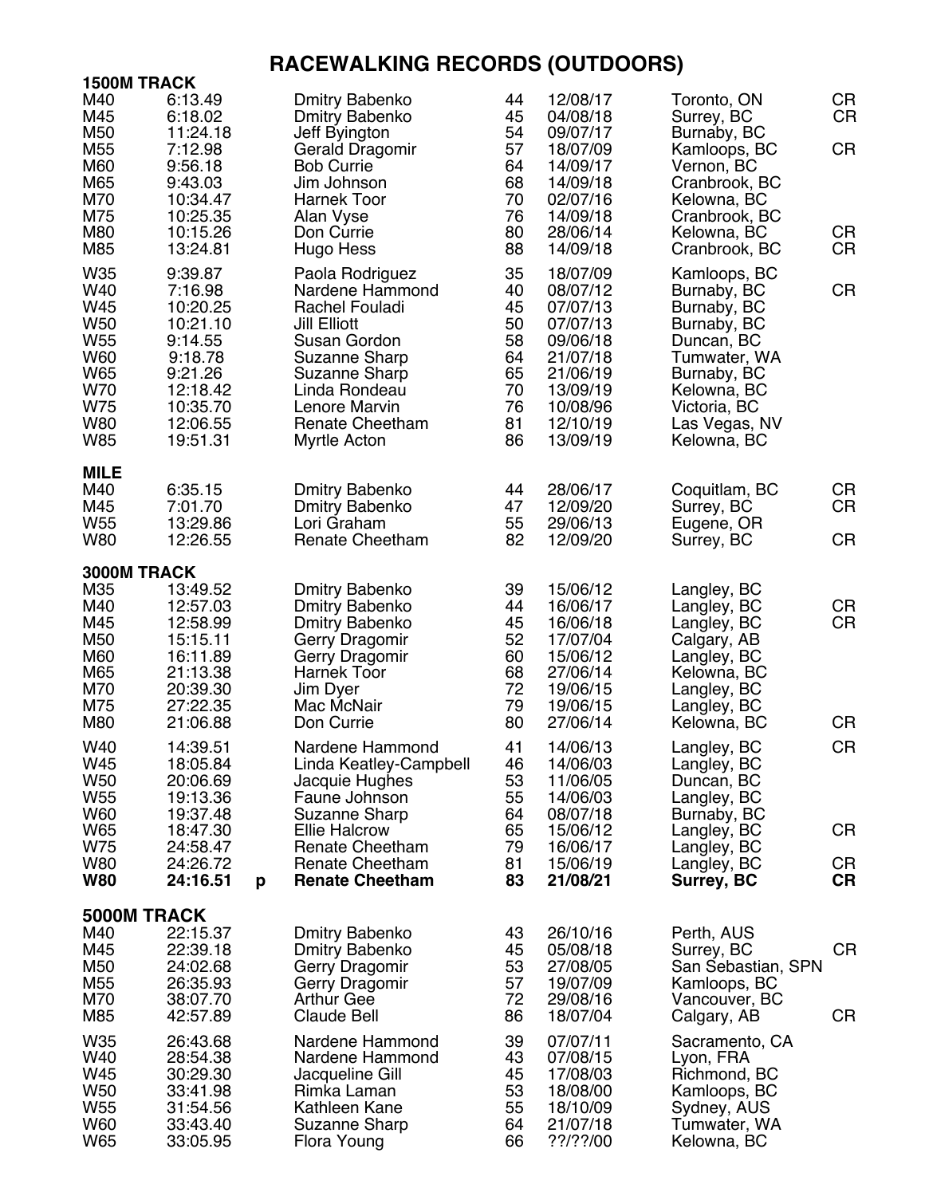# RACEWALKING RECORDS (OUTDOORS)

## 1500M TRACK

| Category | Time | | Name | Age | Date | Location | |
|---|---|---|---|---|---|---|---|
| M40 | 6:13.49 | | Dmitry Babenko | 44 | 12/08/17 | Toronto, ON | CR |
| M45 | 6:18.02 | | Dmitry Babenko | 45 | 04/08/18 | Surrey, BC | CR |
| M50 | 11:24.18 | | Jeff Byington | 54 | 09/07/17 | Burnaby, BC | |
| M55 | 7:12.98 | | Gerald Dragomir | 57 | 18/07/09 | Kamloops, BC | CR |
| M60 | 9:56.18 | | Bob Currie | 64 | 14/09/17 | Vernon, BC | |
| M65 | 9:43.03 | | Jim Johnson | 68 | 14/09/18 | Cranbrook, BC | |
| M70 | 10:34.47 | | Harnek Toor | 70 | 02/07/16 | Kelowna, BC | |
| M75 | 10:25.35 | | Alan Vyse | 76 | 14/09/18 | Cranbrook, BC | |
| M80 | 10:15.26 | | Don Currie | 80 | 28/06/14 | Kelowna, BC | CR |
| M85 | 13:24.81 | | Hugo Hess | 88 | 14/09/18 | Cranbrook, BC | CR |
| W35 | 9:39.87 | | Paola Rodriguez | 35 | 18/07/09 | Kamloops, BC | |
| W40 | 7:16.98 | | Nardene Hammond | 40 | 08/07/12 | Burnaby, BC | CR |
| W45 | 10:20.25 | | Rachel Fouladi | 45 | 07/07/13 | Burnaby, BC | |
| W50 | 10:21.10 | | Jill Elliott | 50 | 07/07/13 | Burnaby, BC | |
| W55 | 9:14.55 | | Susan Gordon | 58 | 09/06/18 | Duncan, BC | |
| W60 | 9:18.78 | | Suzanne Sharp | 64 | 21/07/18 | Tumwater, WA | |
| W65 | 9:21.26 | | Suzanne Sharp | 65 | 21/06/19 | Burnaby, BC | |
| W70 | 12:18.42 | | Linda Rondeau | 70 | 13/09/19 | Kelowna, BC | |
| W75 | 10:35.70 | | Lenore Marvin | 76 | 10/08/96 | Victoria, BC | |
| W80 | 12:06.55 | | Renate Cheetham | 81 | 12/10/19 | Las Vegas, NV | |
| W85 | 19:51.31 | | Myrtle Acton | 86 | 13/09/19 | Kelowna, BC | |

## MILE

| Category | Time | | Name | Age | Date | Location | |
|---|---|---|---|---|---|---|---|
| M40 | 6:35.15 | | Dmitry Babenko | 44 | 28/06/17 | Coquitlam, BC | CR |
| M45 | 7:01.70 | | Dmitry Babenko | 47 | 12/09/20 | Surrey, BC | CR |
| W55 | 13:29.86 | | Lori Graham | 55 | 29/06/13 | Eugene, OR | |
| W80 | 12:26.55 | | Renate Cheetham | 82 | 12/09/20 | Surrey, BC | CR |

## 3000M TRACK

| Category | Time | | Name | Age | Date | Location | |
|---|---|---|---|---|---|---|---|
| M35 | 13:49.52 | | Dmitry Babenko | 39 | 15/06/12 | Langley, BC | |
| M40 | 12:57.03 | | Dmitry Babenko | 44 | 16/06/17 | Langley, BC | CR |
| M45 | 12:58.99 | | Dmitry Babenko | 45 | 16/06/18 | Langley, BC | CR |
| M50 | 15:15.11 | | Gerry Dragomir | 52 | 17/07/04 | Calgary, AB | |
| M60 | 16:11.89 | | Gerry Dragomir | 60 | 15/06/12 | Langley, BC | |
| M65 | 21:13.38 | | Harnek Toor | 68 | 27/06/14 | Kelowna, BC | |
| M70 | 20:39.30 | | Jim Dyer | 72 | 19/06/15 | Langley, BC | |
| M75 | 27:22.35 | | Mac McNair | 79 | 19/06/15 | Langley, BC | |
| M80 | 21:06.88 | | Don Currie | 80 | 27/06/14 | Kelowna, BC | CR |
| W40 | 14:39.51 | | Nardene Hammond | 41 | 14/06/13 | Langley, BC | CR |
| W45 | 18:05.84 | | Linda Keatley-Campbell | 46 | 14/06/03 | Langley, BC | |
| W50 | 20:06.69 | | Jacquie Hughes | 53 | 11/06/05 | Duncan, BC | |
| W55 | 19:13.36 | | Faune Johnson | 55 | 14/06/03 | Langley, BC | |
| W60 | 19:37.48 | | Suzanne Sharp | 64 | 08/07/18 | Burnaby, BC | |
| W65 | 18:47.30 | | Ellie Halcrow | 65 | 15/06/12 | Langley, BC | CR |
| W75 | 24:58.47 | | Renate Cheetham | 79 | 16/06/17 | Langley, BC | |
| W80 | 24:26.72 | | Renate Cheetham | 81 | 15/06/19 | Langley, BC | CR |
| **W80** | **24:16.51** | **p** | **Renate Cheetham** | **83** | **21/08/21** | **Surrey, BC** | **CR** |

## 5000M TRACK

| Category | Time | | Name | Age | Date | Location | |
|---|---|---|---|---|---|---|---|
| M40 | 22:15.37 | | Dmitry Babenko | 43 | 26/10/16 | Perth, AUS | |
| M45 | 22:39.18 | | Dmitry Babenko | 45 | 05/08/18 | Surrey, BC | CR |
| M50 | 24:02.68 | | Gerry Dragomir | 53 | 27/08/05 | San Sebastian, SPN | |
| M55 | 26:35.93 | | Gerry Dragomir | 57 | 19/07/09 | Kamloops, BC | |
| M70 | 38:07.70 | | Arthur Gee | 72 | 29/08/16 | Vancouver, BC | |
| M85 | 42:57.89 | | Claude Bell | 86 | 18/07/04 | Calgary, AB | CR |
| W35 | 26:43.68 | | Nardene Hammond | 39 | 07/07/11 | Sacramento, CA | |
| W40 | 28:54.38 | | Nardene Hammond | 43 | 07/08/15 | Lyon, FRA | |
| W45 | 30:29.30 | | Jacqueline Gill | 45 | 17/08/03 | Richmond, BC | |
| W50 | 33:41.98 | | Rimka Laman | 53 | 18/08/00 | Kamloops, BC | |
| W55 | 31:54.56 | | Kathleen Kane | 55 | 18/10/09 | Sydney, AUS | |
| W60 | 33:43.40 | | Suzanne Sharp | 64 | 21/07/18 | Tumwater, WA | |
| W65 | 33:05.95 | | Flora Young | 66 | ??/??/00 | Kelowna, BC | |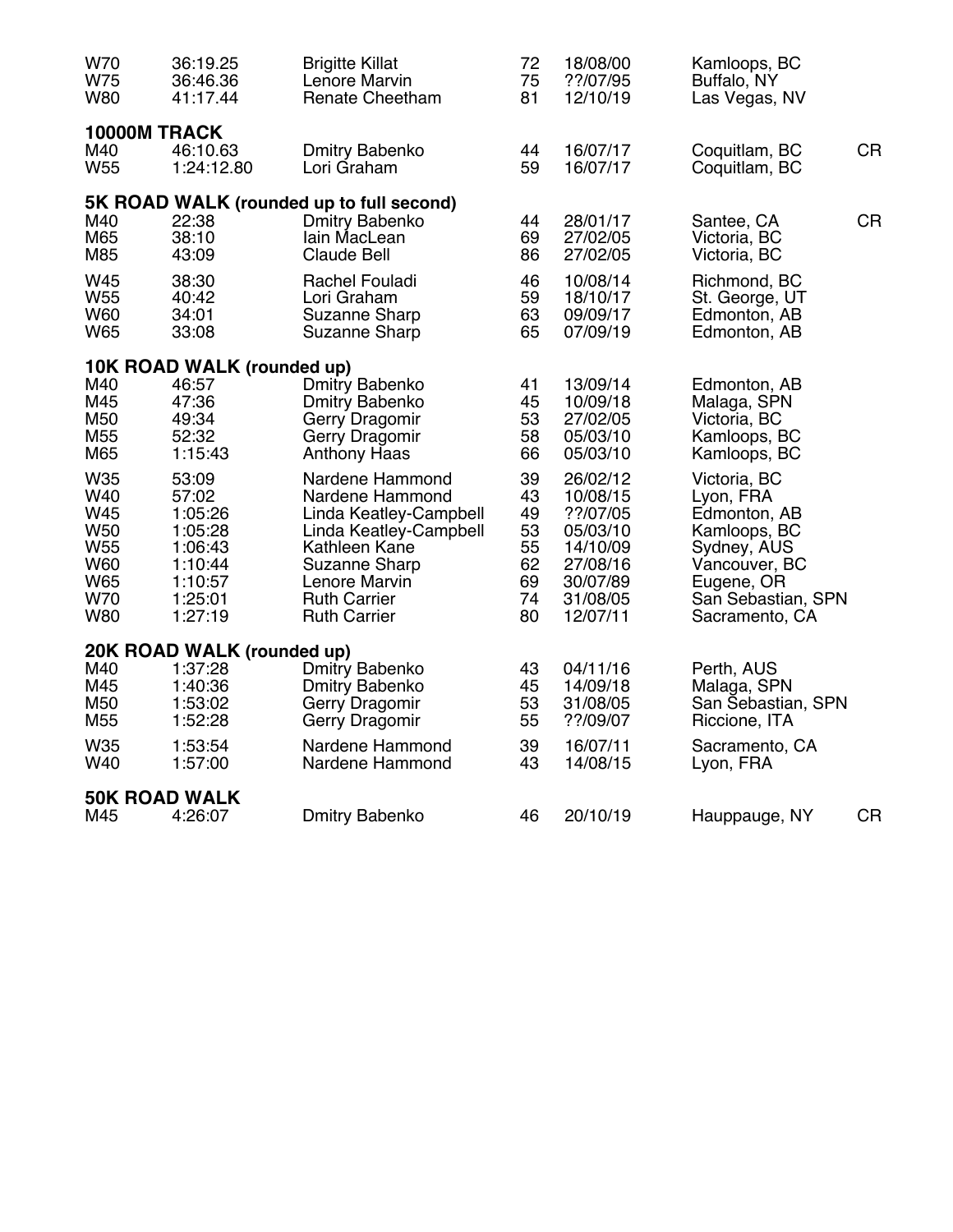| | | | | | | |
|---|---|---|---|---|---|---|
| W70 | 36:19.25 | Brigitte Killat | 72 | 18/08/00 | Kamloops, BC | |
| W75 | 36:46.36 | Lenore Marvin | 75 | ??/07/95 | Buffalo, NY | |
| W80 | 41:17.44 | Renate Cheetham | 81 | 12/10/19 | Las Vegas, NV | |

**10000M TRACK**

| | | | | | | |
|---|---|---|---|---|---|---|
| M40 | 46:10.63 | Dmitry Babenko | 44 | 16/07/17 | Coquitlam, BC | CR |
| W55 | 1:24:12.80 | Lori Graham | 59 | 16/07/17 | Coquitlam, BC | |

**5K ROAD WALK (rounded up to full second)**

| | | | | | | |
|---|---|---|---|---|---|---|
| M40 | 22:38 | Dmitry Babenko | 44 | 28/01/17 | Santee, CA | CR |
| M65 | 38:10 | Iain MacLean | 69 | 27/02/05 | Victoria, BC | |
| M85 | 43:09 | Claude Bell | 86 | 27/02/05 | Victoria, BC | |
| W45 | 38:30 | Rachel Fouladi | 46 | 10/08/14 | Richmond, BC | |
| W55 | 40:42 | Lori Graham | 59 | 18/10/17 | St. George, UT | |
| W60 | 34:01 | Suzanne Sharp | 63 | 09/09/17 | Edmonton, AB | |
| W65 | 33:08 | Suzanne Sharp | 65 | 07/09/19 | Edmonton, AB | |

**10K ROAD WALK (rounded up)**

| | | | | | |
|---|---|---|---|---|---|
| M40 | 46:57 | Dmitry Babenko | 41 | 13/09/14 | Edmonton, AB |
| M45 | 47:36 | Dmitry Babenko | 45 | 10/09/18 | Malaga, SPN |
| M50 | 49:34 | Gerry Dragomir | 53 | 27/02/05 | Victoria, BC |
| M55 | 52:32 | Gerry Dragomir | 58 | 05/03/10 | Kamloops, BC |
| M65 | 1:15:43 | Anthony Haas | 66 | 05/03/10 | Kamloops, BC |
| W35 | 53:09 | Nardene Hammond | 39 | 26/02/12 | Victoria, BC |
| W40 | 57:02 | Nardene Hammond | 43 | 10/08/15 | Lyon, FRA |
| W45 | 1:05:26 | Linda Keatley-Campbell | 49 | ??/07/05 | Edmonton, AB |
| W50 | 1:05:28 | Linda Keatley-Campbell | 53 | 05/03/10 | Kamloops, BC |
| W55 | 1:06:43 | Kathleen Kane | 55 | 14/10/09 | Sydney, AUS |
| W60 | 1:10:44 | Suzanne Sharp | 62 | 27/08/16 | Vancouver, BC |
| W65 | 1:10:57 | Lenore Marvin | 69 | 30/07/89 | Eugene, OR |
| W70 | 1:25:01 | Ruth Carrier | 74 | 31/08/05 | San Sebastian, SPN |
| W80 | 1:27:19 | Ruth Carrier | 80 | 12/07/11 | Sacramento, CA |

**20K ROAD WALK (rounded up)**

| | | | | | |
|---|---|---|---|---|---|
| M40 | 1:37:28 | Dmitry Babenko | 43 | 04/11/16 | Perth, AUS |
| M45 | 1:40:36 | Dmitry Babenko | 45 | 14/09/18 | Malaga, SPN |
| M50 | 1:53:02 | Gerry Dragomir | 53 | 31/08/05 | San Sebastian, SPN |
| M55 | 1:52:28 | Gerry Dragomir | 55 | ??/09/07 | Riccione, ITA |
| W35 | 1:53:54 | Nardene Hammond | 39 | 16/07/11 | Sacramento, CA |
| W40 | 1:57:00 | Nardene Hammond | 43 | 14/08/15 | Lyon, FRA |

**50K ROAD WALK**

| | | | | | | |
|---|---|---|---|---|---|---|
| M45 | 4:26:07 | Dmitry Babenko | 46 | 20/10/19 | Hauppauge, NY | CR |